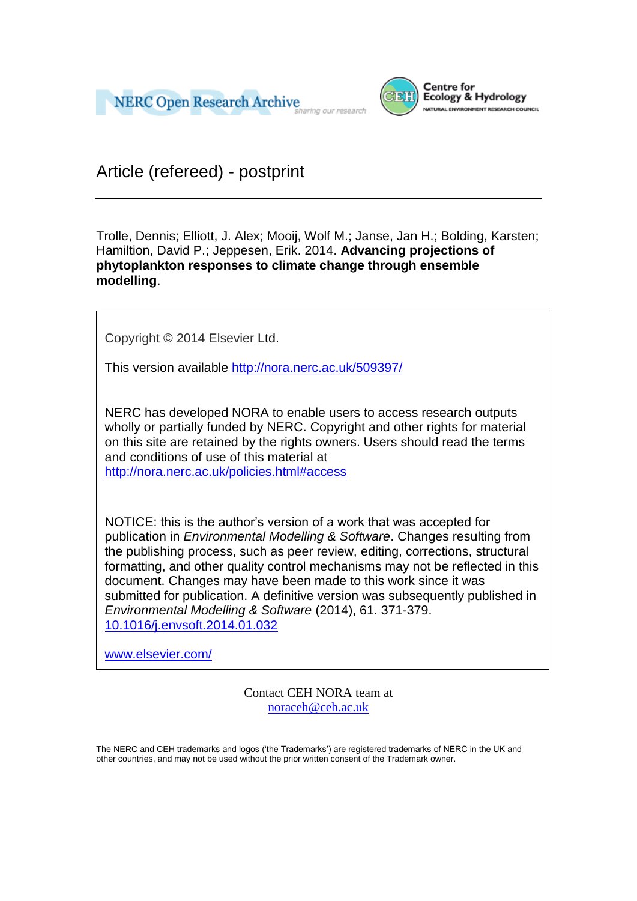NERC Open Research Archive
*sharing our research*

Centre for Ecology & Hydrology
NATURAL ENVIRONMENT RESEARCH COUNCIL

# Article (refereed) - postprint

Trolle, Dennis; Elliott, J. Alex; Mooij, Wolf M.; Janse, Jan H.; Bolding, Karsten; Hamiltion, David P.; Jeppesen, Erik. 2014. **Advancing projections of phytoplankton responses to climate change through ensemble modelling**.

Copyright © 2014 Elsevier Ltd.

This version available http://nora.nerc.ac.uk/509397/

NERC has developed NORA to enable users to access research outputs wholly or partially funded by NERC. Copyright and other rights for material on this site are retained by the rights owners. Users should read the terms and conditions of use of this material at http://nora.nerc.ac.uk/policies.html#access

NOTICE: this is the author's version of a work that was accepted for publication in *Environmental Modelling & Software*. Changes resulting from the publishing process, such as peer review, editing, corrections, structural formatting, and other quality control mechanisms may not be reflected in this document. Changes may have been made to this work since it was submitted for publication. A definitive version was subsequently published in *Environmental Modelling & Software* (2014), 61. 371-379. 10.1016/j.envsoft.2014.01.032

www.elsevier.com/

Contact CEH NORA team at
noraceh@ceh.ac.uk

The NERC and CEH trademarks and logos ('the Trademarks') are registered trademarks of NERC in the UK and other countries, and may not be used without the prior written consent of the Trademark owner.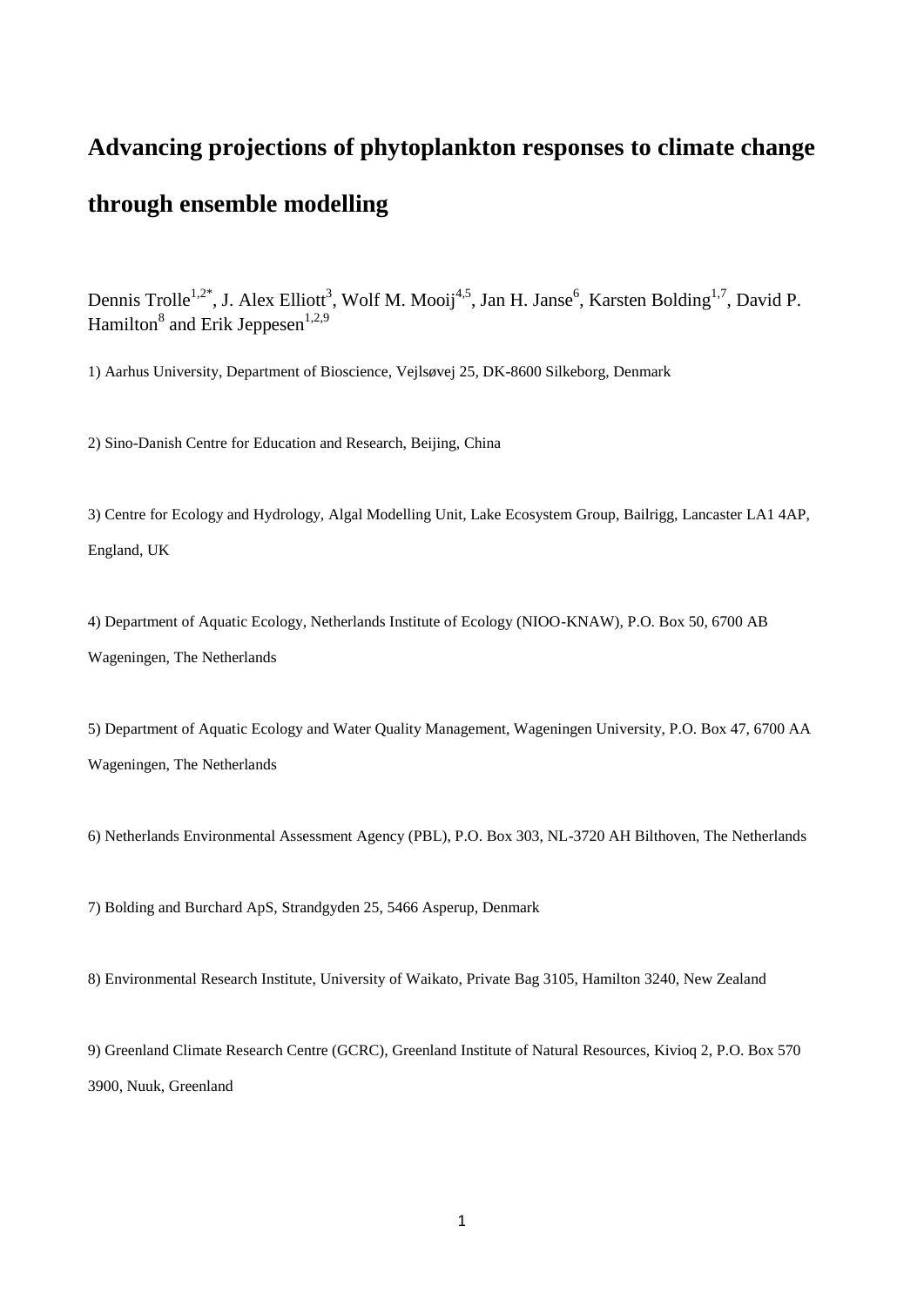# Advancing projections of phytoplankton responses to climate change through ensemble modelling

Dennis Trolle[1,2*], J. Alex Elliott[3], Wolf M. Mooij[4,5], Jan H. Janse[6], Karsten Bolding[1,7], David P. Hamilton[8] and Erik Jeppesen[1,2,9]

1) Aarhus University, Department of Bioscience, Vejlsøvej 25, DK-8600 Silkeborg, Denmark

2) Sino-Danish Centre for Education and Research, Beijing, China

3) Centre for Ecology and Hydrology, Algal Modelling Unit, Lake Ecosystem Group, Bailrigg, Lancaster LA1 4AP, England, UK

4) Department of Aquatic Ecology, Netherlands Institute of Ecology (NIOO-KNAW), P.O. Box 50, 6700 AB Wageningen, The Netherlands

5) Department of Aquatic Ecology and Water Quality Management, Wageningen University, P.O. Box 47, 6700 AA Wageningen, The Netherlands

6) Netherlands Environmental Assessment Agency (PBL), P.O. Box 303, NL-3720 AH Bilthoven, The Netherlands

7) Bolding and Burchard ApS, Strandgyden 25, 5466 Asperup, Denmark

8) Environmental Research Institute, University of Waikato, Private Bag 3105, Hamilton 3240, New Zealand

9) Greenland Climate Research Centre (GCRC), Greenland Institute of Natural Resources, Kivioq 2, P.O. Box 570 3900, Nuuk, Greenland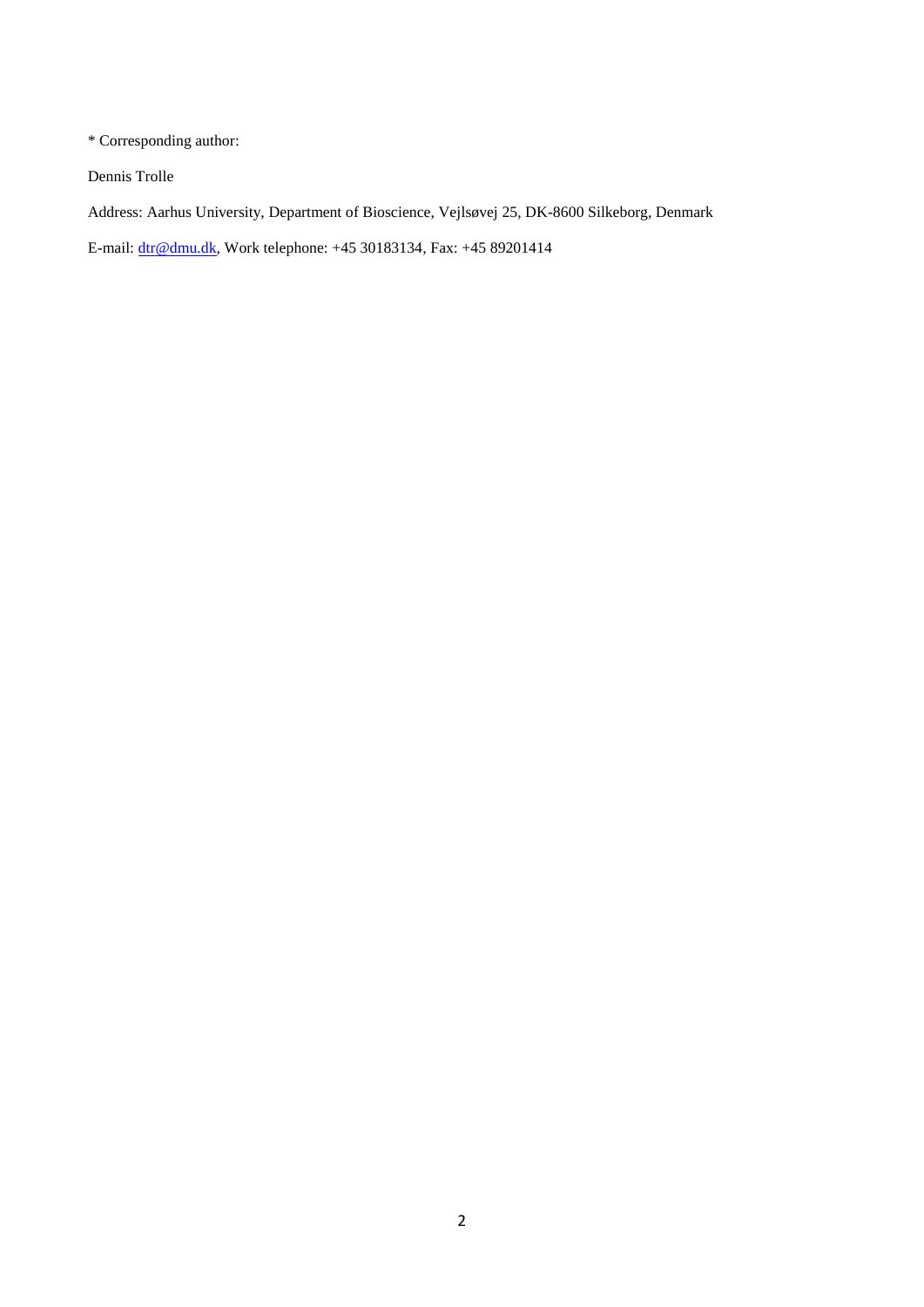* Corresponding author:

Dennis Trolle

Address: Aarhus University, Department of Bioscience, Vejlsøvej 25, DK-8600 Silkeborg, Denmark

E-mail: dtr@dmu.dk, Work telephone: +45 30183134, Fax: +45 89201414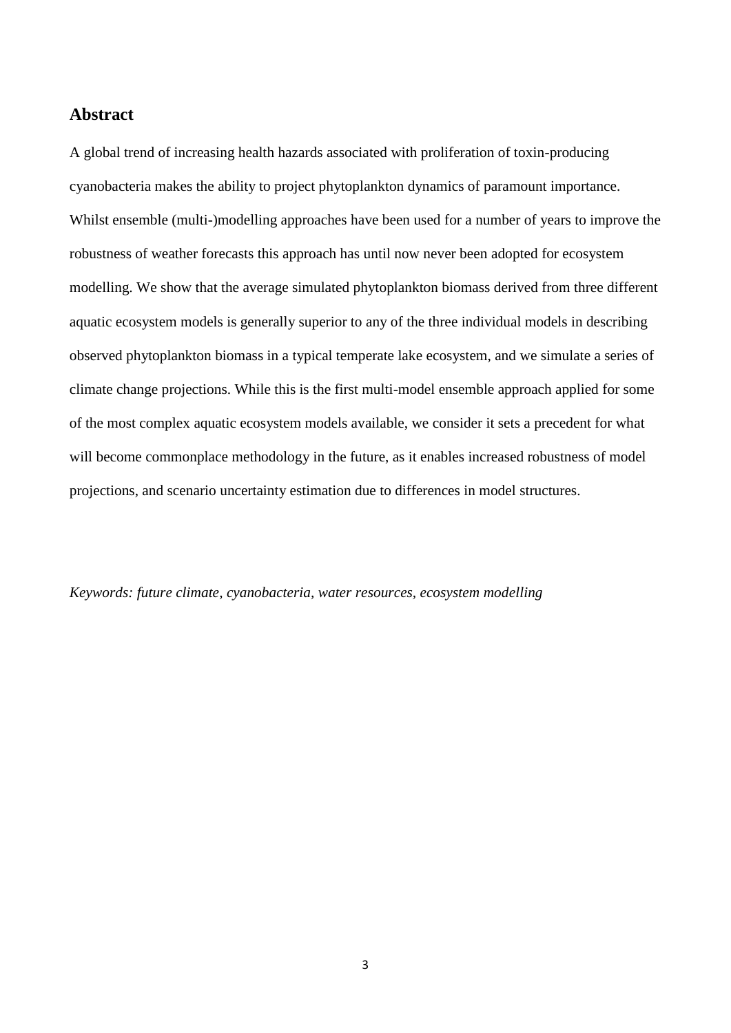## Abstract

A global trend of increasing health hazards associated with proliferation of toxin-producing cyanobacteria makes the ability to project phytoplankton dynamics of paramount importance. Whilst ensemble (multi-)modelling approaches have been used for a number of years to improve the robustness of weather forecasts this approach has until now never been adopted for ecosystem modelling. We show that the average simulated phytoplankton biomass derived from three different aquatic ecosystem models is generally superior to any of the three individual models in describing observed phytoplankton biomass in a typical temperate lake ecosystem, and we simulate a series of climate change projections. While this is the first multi-model ensemble approach applied for some of the most complex aquatic ecosystem models available, we consider it sets a precedent for what will become commonplace methodology in the future, as it enables increased robustness of model projections, and scenario uncertainty estimation due to differences in model structures.

*Keywords: future climate, cyanobacteria, water resources, ecosystem modelling*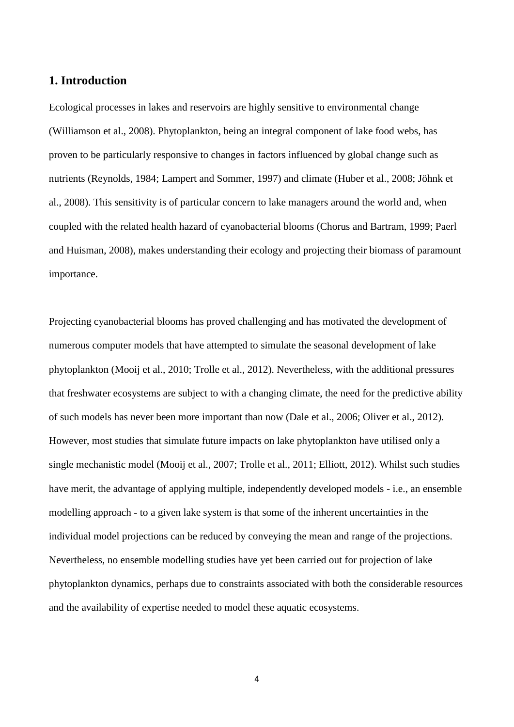## 1. Introduction

Ecological processes in lakes and reservoirs are highly sensitive to environmental change (Williamson et al., 2008). Phytoplankton, being an integral component of lake food webs, has proven to be particularly responsive to changes in factors influenced by global change such as nutrients (Reynolds, 1984; Lampert and Sommer, 1997) and climate (Huber et al., 2008; Jöhnk et al., 2008). This sensitivity is of particular concern to lake managers around the world and, when coupled with the related health hazard of cyanobacterial blooms (Chorus and Bartram, 1999; Paerl and Huisman, 2008), makes understanding their ecology and projecting their biomass of paramount importance.

Projecting cyanobacterial blooms has proved challenging and has motivated the development of numerous computer models that have attempted to simulate the seasonal development of lake phytoplankton (Mooij et al., 2010; Trolle et al., 2012). Nevertheless, with the additional pressures that freshwater ecosystems are subject to with a changing climate, the need for the predictive ability of such models has never been more important than now (Dale et al., 2006; Oliver et al., 2012). However, most studies that simulate future impacts on lake phytoplankton have utilised only a single mechanistic model (Mooij et al., 2007; Trolle et al., 2011; Elliott, 2012). Whilst such studies have merit, the advantage of applying multiple, independently developed models - i.e., an ensemble modelling approach - to a given lake system is that some of the inherent uncertainties in the individual model projections can be reduced by conveying the mean and range of the projections. Nevertheless, no ensemble modelling studies have yet been carried out for projection of lake phytoplankton dynamics, perhaps due to constraints associated with both the considerable resources and the availability of expertise needed to model these aquatic ecosystems.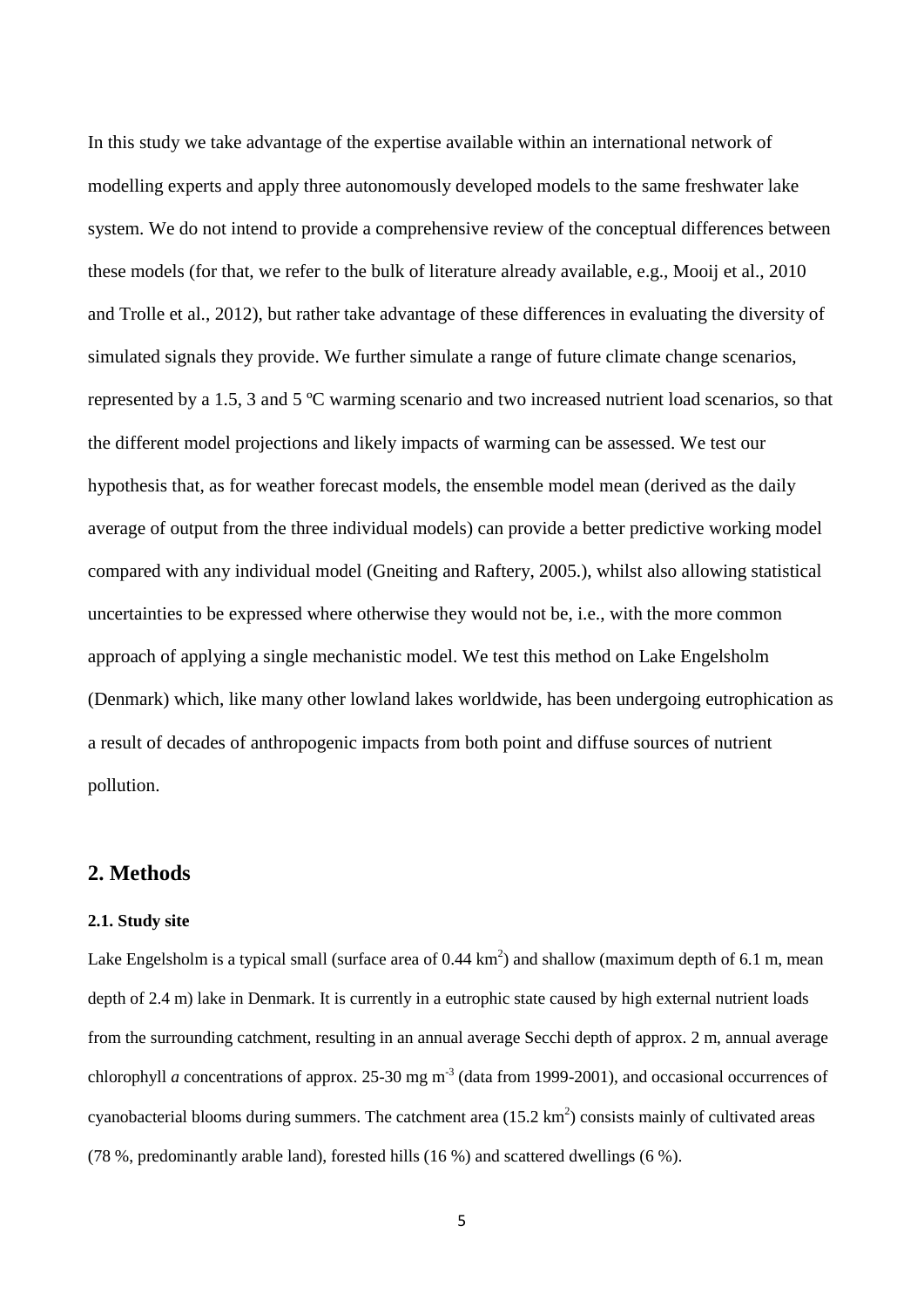In this study we take advantage of the expertise available within an international network of modelling experts and apply three autonomously developed models to the same freshwater lake system. We do not intend to provide a comprehensive review of the conceptual differences between these models (for that, we refer to the bulk of literature already available, e.g., Mooij et al., 2010 and Trolle et al., 2012), but rather take advantage of these differences in evaluating the diversity of simulated signals they provide. We further simulate a range of future climate change scenarios, represented by a 1.5, 3 and 5 ºC warming scenario and two increased nutrient load scenarios, so that the different model projections and likely impacts of warming can be assessed. We test our hypothesis that, as for weather forecast models, the ensemble model mean (derived as the daily average of output from the three individual models) can provide a better predictive working model compared with any individual model (Gneiting and Raftery, 2005.), whilst also allowing statistical uncertainties to be expressed where otherwise they would not be, i.e., with the more common approach of applying a single mechanistic model. We test this method on Lake Engelsholm (Denmark) which, like many other lowland lakes worldwide, has been undergoing eutrophication as a result of decades of anthropogenic impacts from both point and diffuse sources of nutrient pollution.

## 2. Methods

### 2.1. Study site

Lake Engelsholm is a typical small (surface area of 0.44 $km^2$) and shallow (maximum depth of 6.1 m, mean depth of 2.4 m) lake in Denmark. It is currently in a eutrophic state caused by high external nutrient loads from the surrounding catchment, resulting in an annual average Secchi depth of approx. 2 m, annual average chlorophyll *a* concentrations of approx. 25-30 mg $m^{-3}$ (data from 1999-2001), and occasional occurrences of cyanobacterial blooms during summers. The catchment area (15.2 $km^2$) consists mainly of cultivated areas (78 %, predominantly arable land), forested hills (16 %) and scattered dwellings (6 %).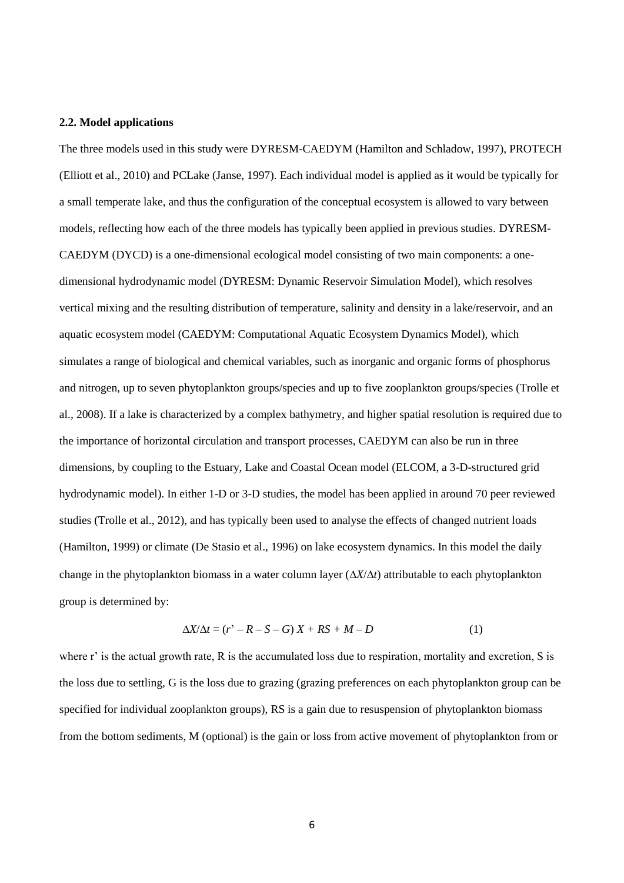### 2.2. Model applications

The three models used in this study were DYRESM-CAEDYM (Hamilton and Schladow, 1997), PROTECH (Elliott et al., 2010) and PCLake (Janse, 1997). Each individual model is applied as it would be typically for a small temperate lake, and thus the configuration of the conceptual ecosystem is allowed to vary between models, reflecting how each of the three models has typically been applied in previous studies. DYRESM-CAEDYM (DYCD) is a one-dimensional ecological model consisting of two main components: a one-dimensional hydrodynamic model (DYRESM: Dynamic Reservoir Simulation Model), which resolves vertical mixing and the resulting distribution of temperature, salinity and density in a lake/reservoir, and an aquatic ecosystem model (CAEDYM: Computational Aquatic Ecosystem Dynamics Model), which simulates a range of biological and chemical variables, such as inorganic and organic forms of phosphorus and nitrogen, up to seven phytoplankton groups/species and up to five zooplankton groups/species (Trolle et al., 2008). If a lake is characterized by a complex bathymetry, and higher spatial resolution is required due to the importance of horizontal circulation and transport processes, CAEDYM can also be run in three dimensions, by coupling to the Estuary, Lake and Coastal Ocean model (ELCOM, a 3-D-structured grid hydrodynamic model). In either 1-D or 3-D studies, the model has been applied in around 70 peer reviewed studies (Trolle et al., 2012), and has typically been used to analyse the effects of changed nutrient loads (Hamilton, 1999) or climate (De Stasio et al., 1996) on lake ecosystem dynamics. In this model the daily change in the phytoplankton biomass in a water column layer ($\Delta X/\Delta t$) attributable to each phytoplankton group is determined by:

$$\Delta X/\Delta t = (r' - R - S - G)\,X + RS + M - D \qquad (1)$$

where r' is the actual growth rate, R is the accumulated loss due to respiration, mortality and excretion, S is the loss due to settling, G is the loss due to grazing (grazing preferences on each phytoplankton group can be specified for individual zooplankton groups), RS is a gain due to resuspension of phytoplankton biomass from the bottom sediments, M (optional) is the gain or loss from active movement of phytoplankton from or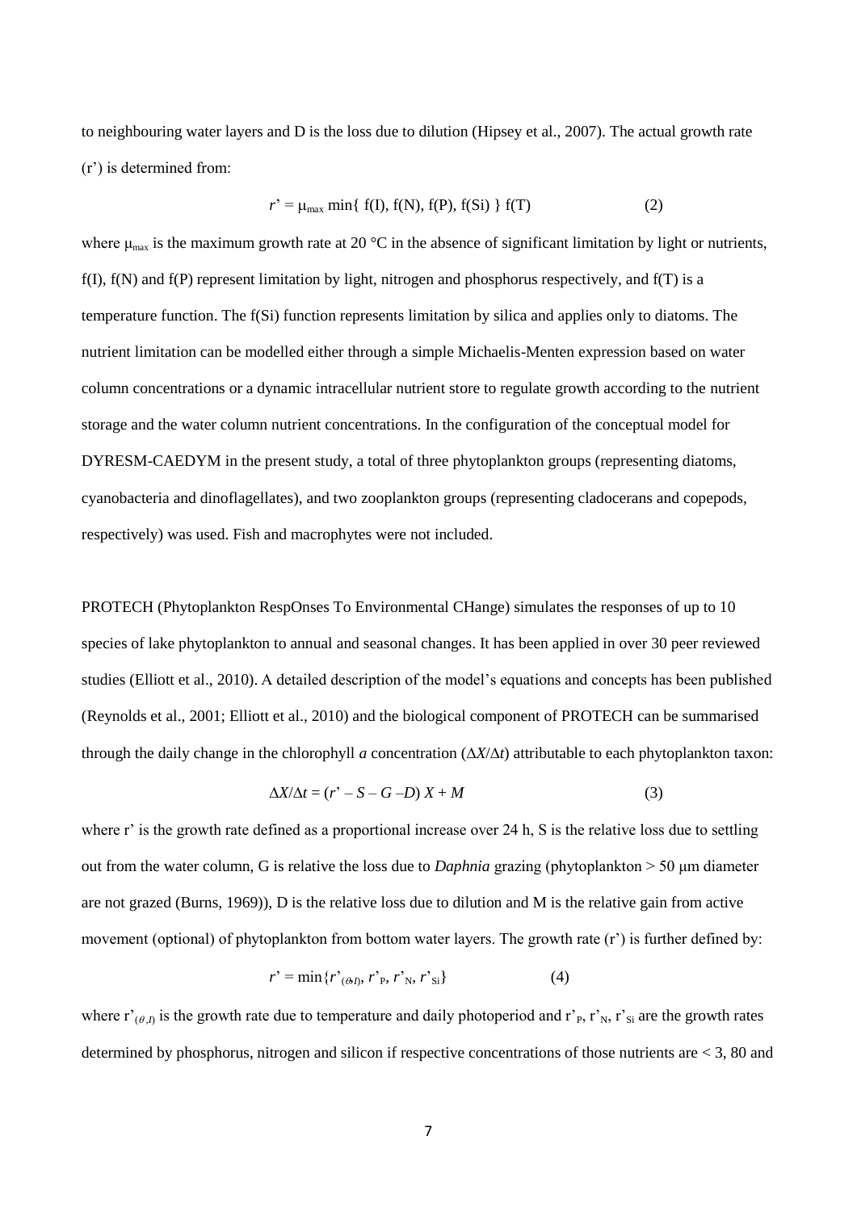to neighbouring water layers and D is the loss due to dilution (Hipsey et al., 2007). The actual growth rate (r') is determined from:

$$r' = \mu_{max} \min\{ f(I), f(N), f(P), f(Si) \} f(T) \quad (2)$$

where $\mu_{max}$ is the maximum growth rate at 20 °C in the absence of significant limitation by light or nutrients, f(I), f(N) and f(P) represent limitation by light, nitrogen and phosphorus respectively, and f(T) is a temperature function. The f(Si) function represents limitation by silica and applies only to diatoms. The nutrient limitation can be modelled either through a simple Michaelis-Menten expression based on water column concentrations or a dynamic intracellular nutrient store to regulate growth according to the nutrient storage and the water column nutrient concentrations. In the configuration of the conceptual model for DYRESM-CAEDYM in the present study, a total of three phytoplankton groups (representing diatoms, cyanobacteria and dinoflagellates), and two zooplankton groups (representing cladocerans and copepods, respectively) was used. Fish and macrophytes were not included.

PROTECH (Phytoplankton RespOnses To Environmental CHange) simulates the responses of up to 10 species of lake phytoplankton to annual and seasonal changes. It has been applied in over 30 peer reviewed studies (Elliott et al., 2010). A detailed description of the model's equations and concepts has been published (Reynolds et al., 2001; Elliott et al., 2010) and the biological component of PROTECH can be summarised through the daily change in the chlorophyll *a* concentration ($\Delta X/\Delta t$) attributable to each phytoplankton taxon:

$$\Delta X/\Delta t = (r' - S - G - D) X + M \quad (3)$$

where r' is the growth rate defined as a proportional increase over 24 h, S is the relative loss due to settling out from the water column, G is relative the loss due to *Daphnia* grazing (phytoplankton > 50 μm diameter are not grazed (Burns, 1969)), D is the relative loss due to dilution and M is the relative gain from active movement (optional) of phytoplankton from bottom water layers. The growth rate (r') is further defined by:

$$r' = \min\{r'_{(\theta,I)}, r'_{P}, r'_{N}, r'_{Si}\} \quad (4)$$

where $r'_{(\theta,I)}$ is the growth rate due to temperature and daily photoperiod and $r'_P$, $r'_N$, $r'_{Si}$ are the growth rates determined by phosphorus, nitrogen and silicon if respective concentrations of those nutrients are < 3, 80 and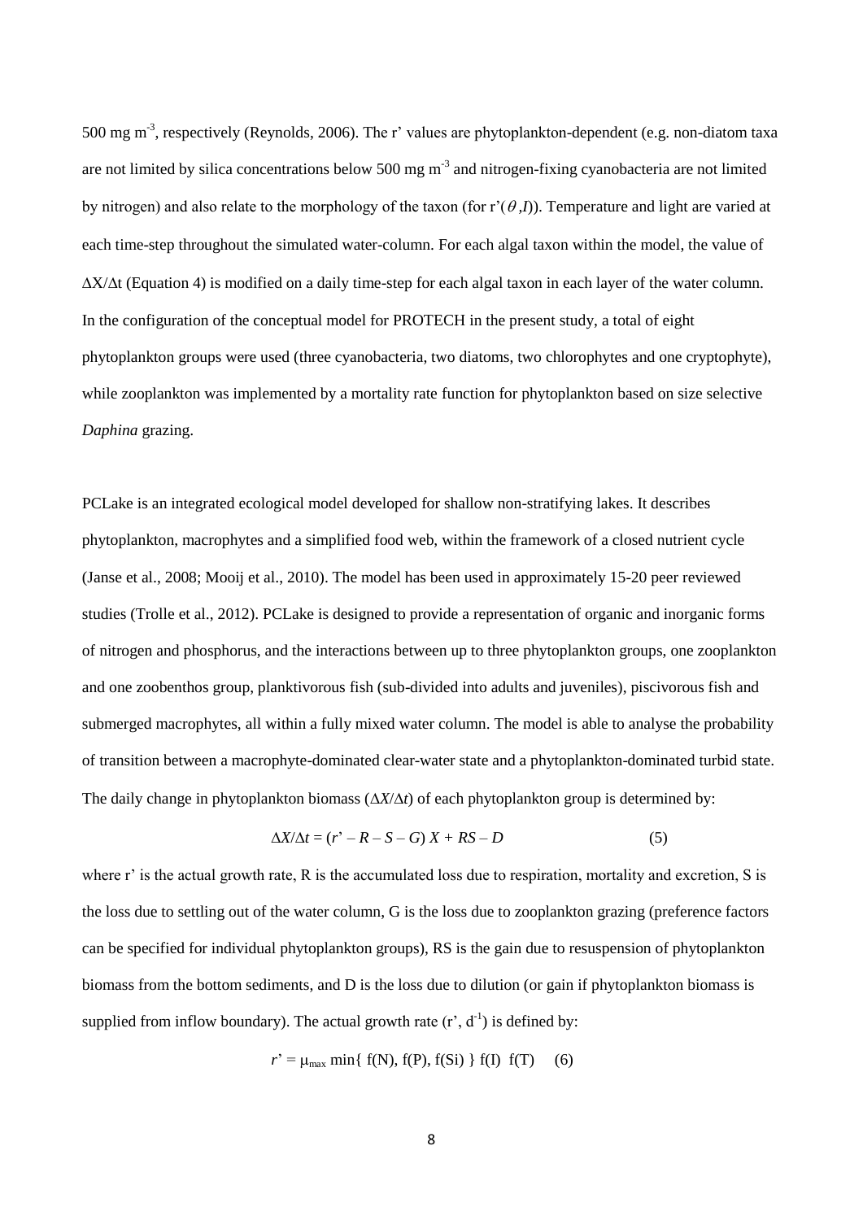500 mg $m^{-3}$, respectively (Reynolds, 2006). The r' values are phytoplankton-dependent (e.g. non-diatom taxa are not limited by silica concentrations below 500 mg $m^{-3}$ and nitrogen-fixing cyanobacteria are not limited by nitrogen) and also relate to the morphology of the taxon (for $r'(\theta, I)$). Temperature and light are varied at each time-step throughout the simulated water-column. For each algal taxon within the model, the value of $\Delta X/\Delta t$ (Equation 4) is modified on a daily time-step for each algal taxon in each layer of the water column. In the configuration of the conceptual model for PROTECH in the present study, a total of eight phytoplankton groups were used (three cyanobacteria, two diatoms, two chlorophytes and one cryptophyte), while zooplankton was implemented by a mortality rate function for phytoplankton based on size selective *Daphina* grazing.

PCLake is an integrated ecological model developed for shallow non-stratifying lakes. It describes phytoplankton, macrophytes and a simplified food web, within the framework of a closed nutrient cycle (Janse et al., 2008; Mooij et al., 2010). The model has been used in approximately 15-20 peer reviewed studies (Trolle et al., 2012). PCLake is designed to provide a representation of organic and inorganic forms of nitrogen and phosphorus, and the interactions between up to three phytoplankton groups, one zooplankton and one zoobenthos group, planktivorous fish (sub-divided into adults and juveniles), piscivorous fish and submerged macrophytes, all within a fully mixed water column. The model is able to analyse the probability of transition between a macrophyte-dominated clear-water state and a phytoplankton-dominated turbid state. The daily change in phytoplankton biomass ($\Delta X/\Delta t$) of each phytoplankton group is determined by:

$$\Delta X/\Delta t = (r' - R - S - G)\, X + RS - D \qquad (5)$$

where r' is the actual growth rate, R is the accumulated loss due to respiration, mortality and excretion, S is the loss due to settling out of the water column, G is the loss due to zooplankton grazing (preference factors can be specified for individual phytoplankton groups), RS is the gain due to resuspension of phytoplankton biomass from the bottom sediments, and D is the loss due to dilution (or gain if phytoplankton biomass is supplied from inflow boundary). The actual growth rate (r', $d^{-1}$) is defined by:

$$r' = \mu_{max} \min\{\, f(N), f(P), f(Si) \,\}\, f(I)\;\; f(T) \qquad (6)$$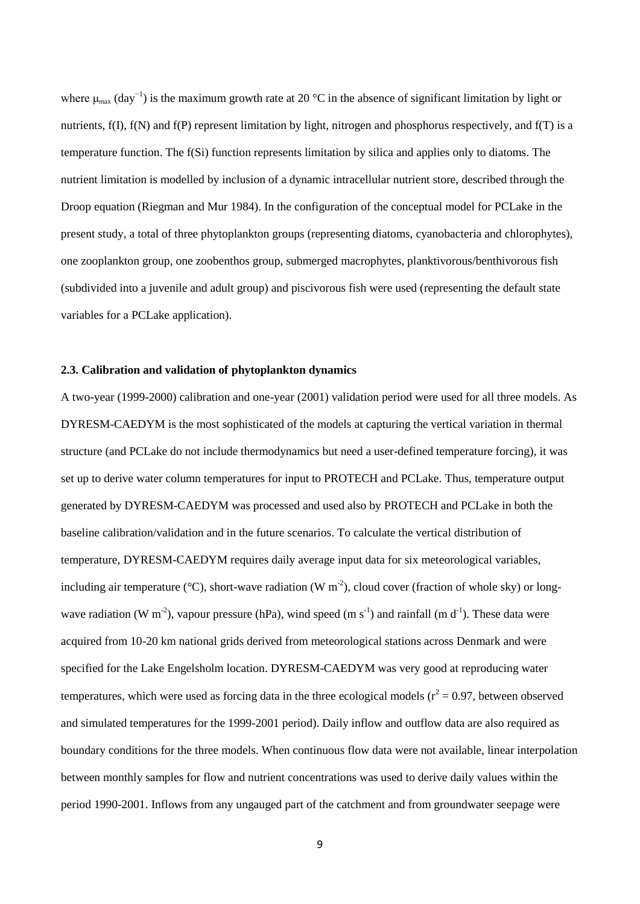where $\mu_{max}$ ($day^{-1}$) is the maximum growth rate at 20 °C in the absence of significant limitation by light or nutrients, f(I), f(N) and f(P) represent limitation by light, nitrogen and phosphorus respectively, and f(T) is a temperature function. The f(Si) function represents limitation by silica and applies only to diatoms. The nutrient limitation is modelled by inclusion of a dynamic intracellular nutrient store, described through the Droop equation (Riegman and Mur 1984). In the configuration of the conceptual model for PCLake in the present study, a total of three phytoplankton groups (representing diatoms, cyanobacteria and chlorophytes), one zooplankton group, one zoobenthos group, submerged macrophytes, planktivorous/benthivorous fish (subdivided into a juvenile and adult group) and piscivorous fish were used (representing the default state variables for a PCLake application).

### 2.3. Calibration and validation of phytoplankton dynamics

A two-year (1999-2000) calibration and one-year (2001) validation period were used for all three models. As DYRESM-CAEDYM is the most sophisticated of the models at capturing the vertical variation in thermal structure (and PCLake do not include thermodynamics but need a user-defined temperature forcing), it was set up to derive water column temperatures for input to PROTECH and PCLake. Thus, temperature output generated by DYRESM-CAEDYM was processed and used also by PROTECH and PCLake in both the baseline calibration/validation and in the future scenarios. To calculate the vertical distribution of temperature, DYRESM-CAEDYM requires daily average input data for six meteorological variables, including air temperature (°C), short-wave radiation ($W\ m^{-2}$), cloud cover (fraction of whole sky) or long-wave radiation ($W\ m^{-2}$), vapour pressure (hPa), wind speed ($m\ s^{-1}$) and rainfall ($m\ d^{-1}$). These data were acquired from 10-20 km national grids derived from meteorological stations across Denmark and were specified for the Lake Engelsholm location. DYRESM-CAEDYM was very good at reproducing water temperatures, which were used as forcing data in the three ecological models ($r^2 = 0.97$, between observed and simulated temperatures for the 1999-2001 period). Daily inflow and outflow data are also required as boundary conditions for the three models. When continuous flow data were not available, linear interpolation between monthly samples for flow and nutrient concentrations was used to derive daily values within the period 1990-2001. Inflows from any ungauged part of the catchment and from groundwater seepage were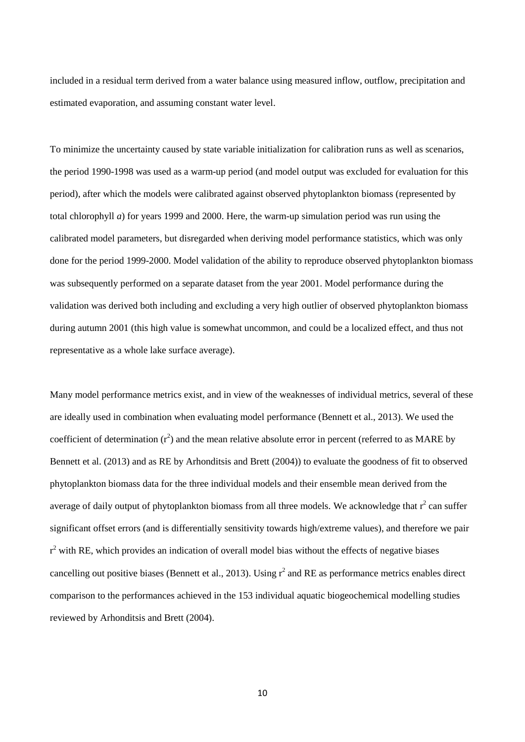included in a residual term derived from a water balance using measured inflow, outflow, precipitation and estimated evaporation, and assuming constant water level.

To minimize the uncertainty caused by state variable initialization for calibration runs as well as scenarios, the period 1990-1998 was used as a warm-up period (and model output was excluded for evaluation for this period), after which the models were calibrated against observed phytoplankton biomass (represented by total chlorophyll *a*) for years 1999 and 2000. Here, the warm-up simulation period was run using the calibrated model parameters, but disregarded when deriving model performance statistics, which was only done for the period 1999-2000. Model validation of the ability to reproduce observed phytoplankton biomass was subsequently performed on a separate dataset from the year 2001. Model performance during the validation was derived both including and excluding a very high outlier of observed phytoplankton biomass during autumn 2001 (this high value is somewhat uncommon, and could be a localized effect, and thus not representative as a whole lake surface average).

Many model performance metrics exist, and in view of the weaknesses of individual metrics, several of these are ideally used in combination when evaluating model performance (Bennett et al., 2013). We used the coefficient of determination ($r^2$) and the mean relative absolute error in percent (referred to as MARE by Bennett et al. (2013) and as RE by Arhonditsis and Brett (2004)) to evaluate the goodness of fit to observed phytoplankton biomass data for the three individual models and their ensemble mean derived from the average of daily output of phytoplankton biomass from all three models. We acknowledge that $r^2$ can suffer significant offset errors (and is differentially sensitivity towards high/extreme values), and therefore we pair $r^2$ with RE, which provides an indication of overall model bias without the effects of negative biases cancelling out positive biases (Bennett et al., 2013). Using $r^2$ and RE as performance metrics enables direct comparison to the performances achieved in the 153 individual aquatic biogeochemical modelling studies reviewed by Arhonditsis and Brett (2004).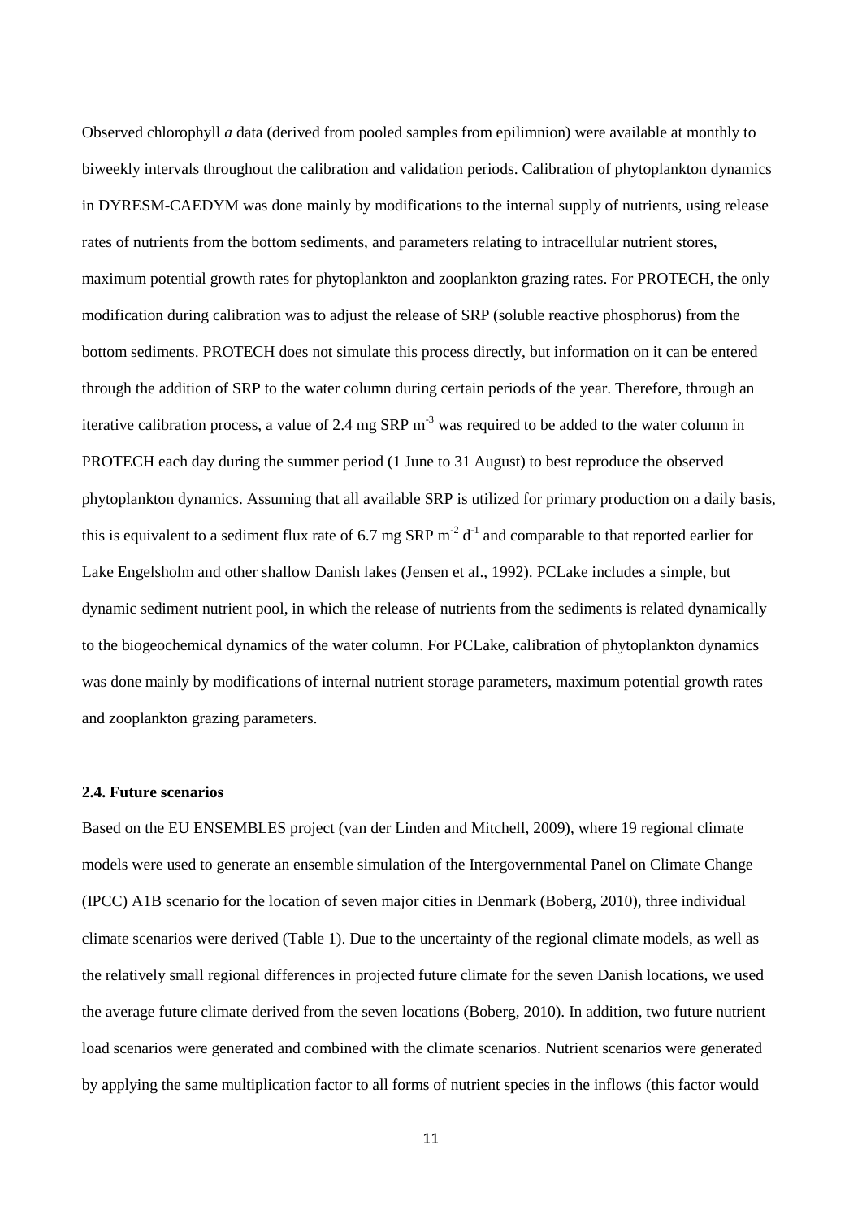Observed chlorophyll *a* data (derived from pooled samples from epilimnion) were available at monthly to biweekly intervals throughout the calibration and validation periods. Calibration of phytoplankton dynamics in DYRESM-CAEDYM was done mainly by modifications to the internal supply of nutrients, using release rates of nutrients from the bottom sediments, and parameters relating to intracellular nutrient stores, maximum potential growth rates for phytoplankton and zooplankton grazing rates. For PROTECH, the only modification during calibration was to adjust the release of SRP (soluble reactive phosphorus) from the bottom sediments. PROTECH does not simulate this process directly, but information on it can be entered through the addition of SRP to the water column during certain periods of the year. Therefore, through an iterative calibration process, a value of 2.4 mg SRP $m^{-3}$ was required to be added to the water column in PROTECH each day during the summer period (1 June to 31 August) to best reproduce the observed phytoplankton dynamics. Assuming that all available SRP is utilized for primary production on a daily basis, this is equivalent to a sediment flux rate of 6.7 mg SRP $m^{-2}$ $d^{-1}$ and comparable to that reported earlier for Lake Engelsholm and other shallow Danish lakes (Jensen et al., 1992). PCLake includes a simple, but dynamic sediment nutrient pool, in which the release of nutrients from the sediments is related dynamically to the biogeochemical dynamics of the water column. For PCLake, calibration of phytoplankton dynamics was done mainly by modifications of internal nutrient storage parameters, maximum potential growth rates and zooplankton grazing parameters.

### 2.4. Future scenarios

Based on the EU ENSEMBLES project (van der Linden and Mitchell, 2009), where 19 regional climate models were used to generate an ensemble simulation of the Intergovernmental Panel on Climate Change (IPCC) A1B scenario for the location of seven major cities in Denmark (Boberg, 2010), three individual climate scenarios were derived (Table 1). Due to the uncertainty of the regional climate models, as well as the relatively small regional differences in projected future climate for the seven Danish locations, we used the average future climate derived from the seven locations (Boberg, 2010). In addition, two future nutrient load scenarios were generated and combined with the climate scenarios. Nutrient scenarios were generated by applying the same multiplication factor to all forms of nutrient species in the inflows (this factor would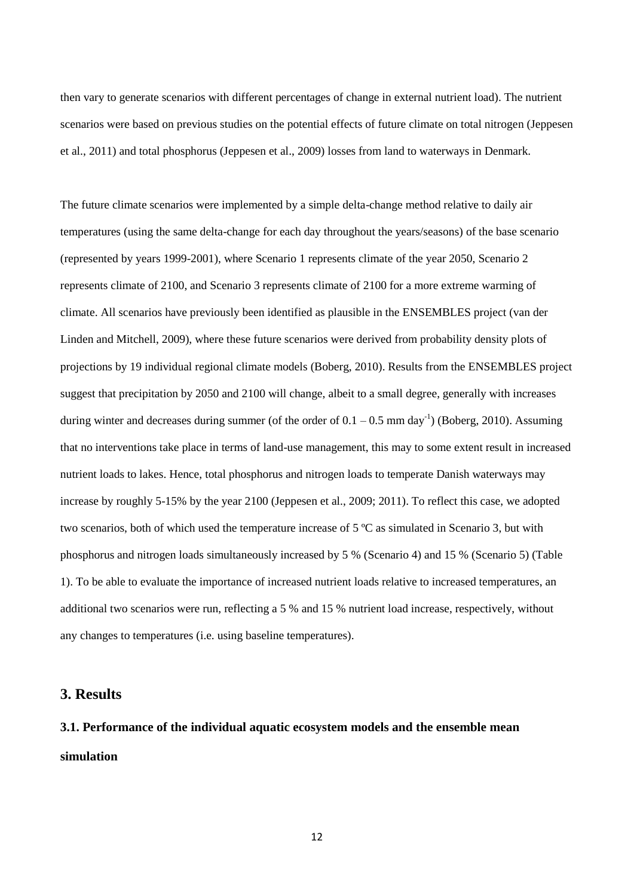then vary to generate scenarios with different percentages of change in external nutrient load). The nutrient scenarios were based on previous studies on the potential effects of future climate on total nitrogen (Jeppesen et al., 2011) and total phosphorus (Jeppesen et al., 2009) losses from land to waterways in Denmark.

The future climate scenarios were implemented by a simple delta-change method relative to daily air temperatures (using the same delta-change for each day throughout the years/seasons) of the base scenario (represented by years 1999-2001), where Scenario 1 represents climate of the year 2050, Scenario 2 represents climate of 2100, and Scenario 3 represents climate of 2100 for a more extreme warming of climate. All scenarios have previously been identified as plausible in the ENSEMBLES project (van der Linden and Mitchell, 2009), where these future scenarios were derived from probability density plots of projections by 19 individual regional climate models (Boberg, 2010). Results from the ENSEMBLES project suggest that precipitation by 2050 and 2100 will change, albeit to a small degree, generally with increases during winter and decreases during summer (of the order of $0.1 – 0.5$ mm day$^{-1}$) (Boberg, 2010). Assuming that no interventions take place in terms of land-use management, this may to some extent result in increased nutrient loads to lakes. Hence, total phosphorus and nitrogen loads to temperate Danish waterways may increase by roughly 5-15% by the year 2100 (Jeppesen et al., 2009; 2011). To reflect this case, we adopted two scenarios, both of which used the temperature increase of 5 ºC as simulated in Scenario 3, but with phosphorus and nitrogen loads simultaneously increased by 5 % (Scenario 4) and 15 % (Scenario 5) (Table 1). To be able to evaluate the importance of increased nutrient loads relative to increased temperatures, an additional two scenarios were run, reflecting a 5 % and 15 % nutrient load increase, respectively, without any changes to temperatures (i.e. using baseline temperatures).

## 3. Results

### 3.1. Performance of the individual aquatic ecosystem models and the ensemble mean simulation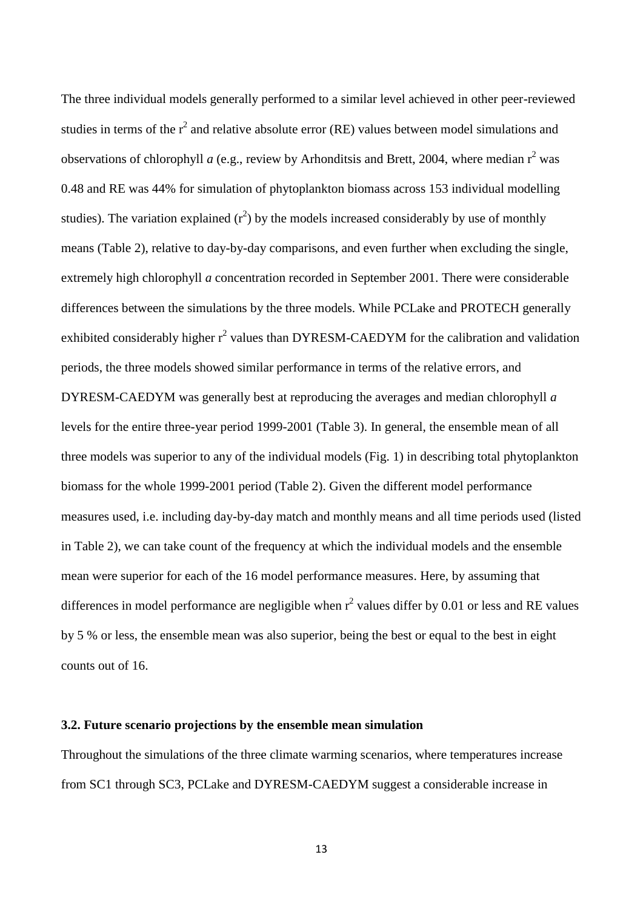The three individual models generally performed to a similar level achieved in other peer-reviewed studies in terms of the $r^2$ and relative absolute error (RE) values between model simulations and observations of chlorophyll *a* (e.g., review by Arhonditsis and Brett, 2004, where median $r^2$ was 0.48 and RE was 44% for simulation of phytoplankton biomass across 153 individual modelling studies). The variation explained ($r^2$) by the models increased considerably by use of monthly means (Table 2), relative to day-by-day comparisons, and even further when excluding the single, extremely high chlorophyll *a* concentration recorded in September 2001. There were considerable differences between the simulations by the three models. While PCLake and PROTECH generally exhibited considerably higher $r^2$ values than DYRESM-CAEDYM for the calibration and validation periods, the three models showed similar performance in terms of the relative errors, and DYRESM-CAEDYM was generally best at reproducing the averages and median chlorophyll *a* levels for the entire three-year period 1999-2001 (Table 3). In general, the ensemble mean of all three models was superior to any of the individual models (Fig. 1) in describing total phytoplankton biomass for the whole 1999-2001 period (Table 2). Given the different model performance measures used, i.e. including day-by-day match and monthly means and all time periods used (listed in Table 2), we can take count of the frequency at which the individual models and the ensemble mean were superior for each of the 16 model performance measures. Here, by assuming that differences in model performance are negligible when $r^2$ values differ by 0.01 or less and RE values by 5 % or less, the ensemble mean was also superior, being the best or equal to the best in eight counts out of 16.

### 3.2. Future scenario projections by the ensemble mean simulation

Throughout the simulations of the three climate warming scenarios, where temperatures increase from SC1 through SC3, PCLake and DYRESM-CAEDYM suggest a considerable increase in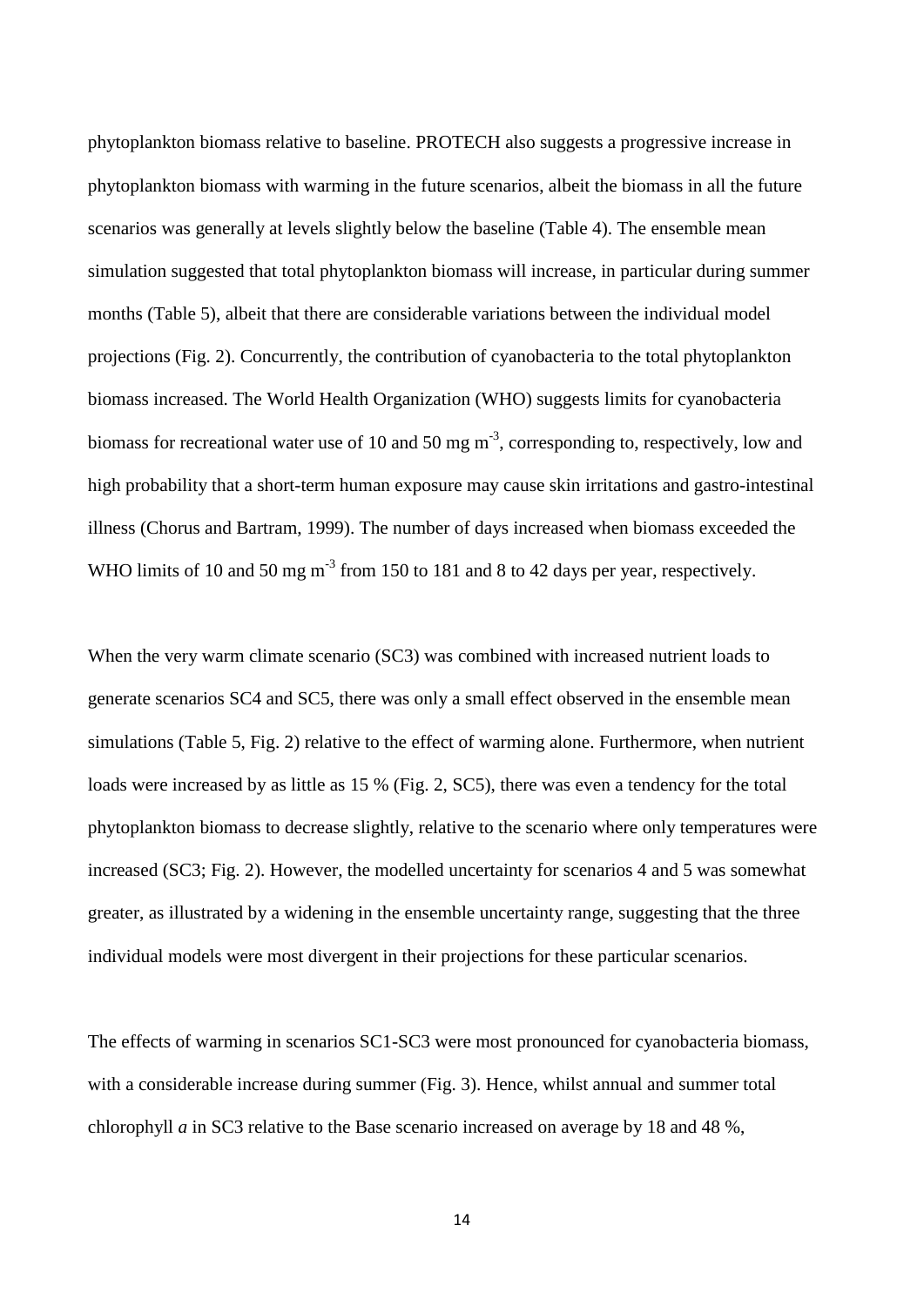phytoplankton biomass relative to baseline. PROTECH also suggests a progressive increase in phytoplankton biomass with warming in the future scenarios, albeit the biomass in all the future scenarios was generally at levels slightly below the baseline (Table 4). The ensemble mean simulation suggested that total phytoplankton biomass will increase, in particular during summer months (Table 5), albeit that there are considerable variations between the individual model projections (Fig. 2). Concurrently, the contribution of cyanobacteria to the total phytoplankton biomass increased. The World Health Organization (WHO) suggests limits for cyanobacteria biomass for recreational water use of 10 and 50 mg $m^{-3}$, corresponding to, respectively, low and high probability that a short-term human exposure may cause skin irritations and gastro-intestinal illness (Chorus and Bartram, 1999). The number of days increased when biomass exceeded the WHO limits of 10 and 50 mg $m^{-3}$ from 150 to 181 and 8 to 42 days per year, respectively.

When the very warm climate scenario (SC3) was combined with increased nutrient loads to generate scenarios SC4 and SC5, there was only a small effect observed in the ensemble mean simulations (Table 5, Fig. 2) relative to the effect of warming alone. Furthermore, when nutrient loads were increased by as little as 15 % (Fig. 2, SC5), there was even a tendency for the total phytoplankton biomass to decrease slightly, relative to the scenario where only temperatures were increased (SC3; Fig. 2). However, the modelled uncertainty for scenarios 4 and 5 was somewhat greater, as illustrated by a widening in the ensemble uncertainty range, suggesting that the three individual models were most divergent in their projections for these particular scenarios.

The effects of warming in scenarios SC1-SC3 were most pronounced for cyanobacteria biomass, with a considerable increase during summer (Fig. 3). Hence, whilst annual and summer total chlorophyll *a* in SC3 relative to the Base scenario increased on average by 18 and 48 %,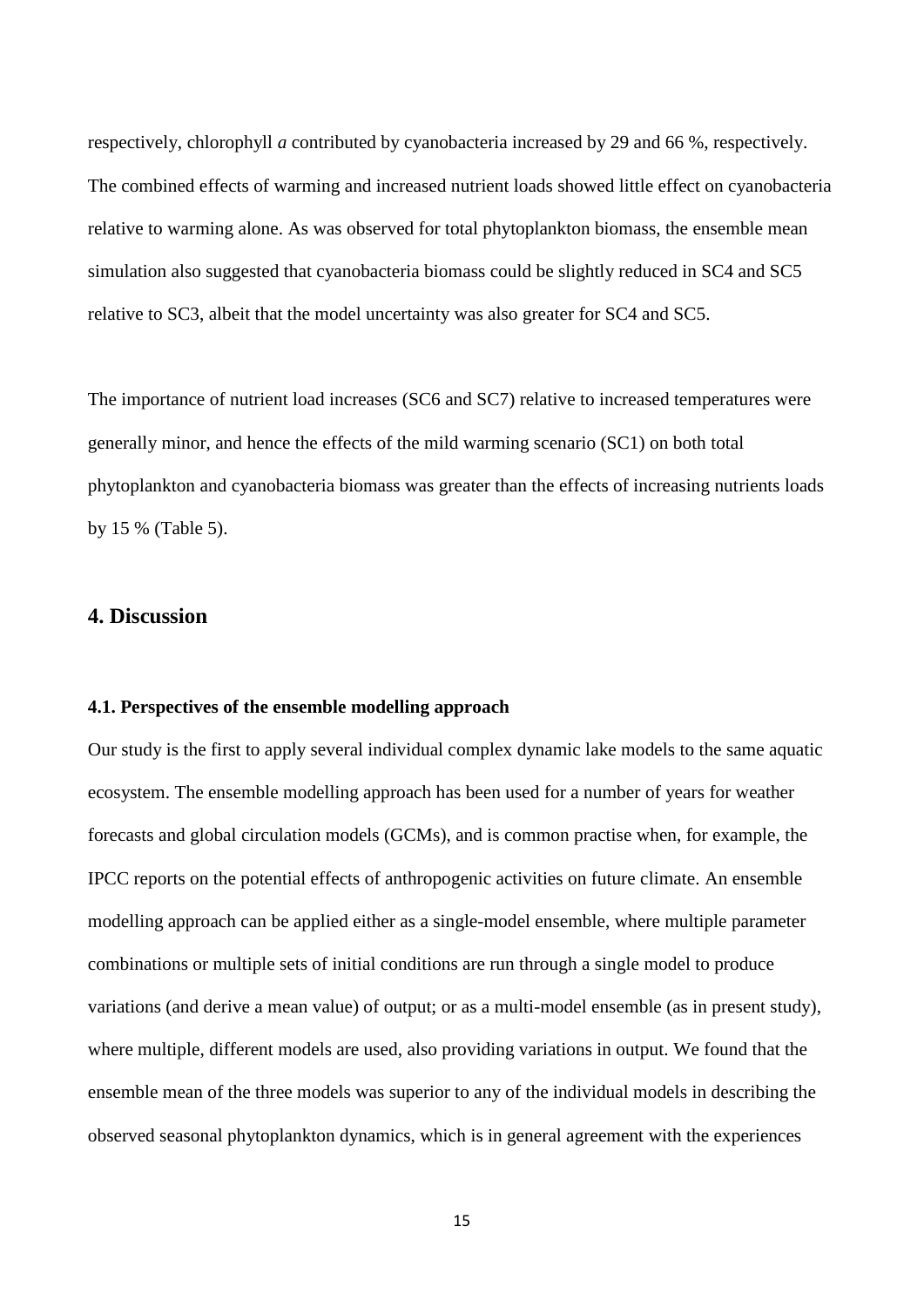respectively, chlorophyll *a* contributed by cyanobacteria increased by 29 and 66 %, respectively. The combined effects of warming and increased nutrient loads showed little effect on cyanobacteria relative to warming alone. As was observed for total phytoplankton biomass, the ensemble mean simulation also suggested that cyanobacteria biomass could be slightly reduced in SC4 and SC5 relative to SC3, albeit that the model uncertainty was also greater for SC4 and SC5.

The importance of nutrient load increases (SC6 and SC7) relative to increased temperatures were generally minor, and hence the effects of the mild warming scenario (SC1) on both total phytoplankton and cyanobacteria biomass was greater than the effects of increasing nutrients loads by 15 % (Table 5).

## 4. Discussion

### 4.1. Perspectives of the ensemble modelling approach

Our study is the first to apply several individual complex dynamic lake models to the same aquatic ecosystem. The ensemble modelling approach has been used for a number of years for weather forecasts and global circulation models (GCMs), and is common practise when, for example, the IPCC reports on the potential effects of anthropogenic activities on future climate. An ensemble modelling approach can be applied either as a single-model ensemble, where multiple parameter combinations or multiple sets of initial conditions are run through a single model to produce variations (and derive a mean value) of output; or as a multi-model ensemble (as in present study), where multiple, different models are used, also providing variations in output. We found that the ensemble mean of the three models was superior to any of the individual models in describing the observed seasonal phytoplankton dynamics, which is in general agreement with the experiences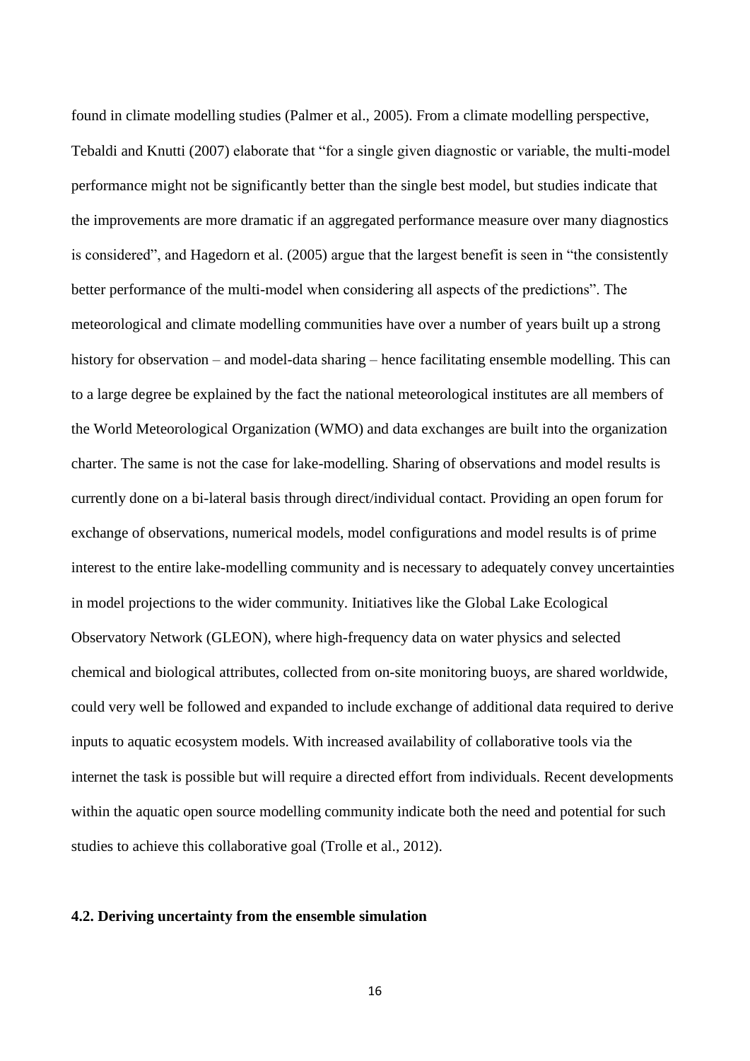found in climate modelling studies (Palmer et al., 2005). From a climate modelling perspective, Tebaldi and Knutti (2007) elaborate that "for a single given diagnostic or variable, the multi-model performance might not be significantly better than the single best model, but studies indicate that the improvements are more dramatic if an aggregated performance measure over many diagnostics is considered", and Hagedorn et al. (2005) argue that the largest benefit is seen in "the consistently better performance of the multi-model when considering all aspects of the predictions". The meteorological and climate modelling communities have over a number of years built up a strong history for observation – and model-data sharing – hence facilitating ensemble modelling. This can to a large degree be explained by the fact the national meteorological institutes are all members of the World Meteorological Organization (WMO) and data exchanges are built into the organization charter. The same is not the case for lake-modelling. Sharing of observations and model results is currently done on a bi-lateral basis through direct/individual contact. Providing an open forum for exchange of observations, numerical models, model configurations and model results is of prime interest to the entire lake-modelling community and is necessary to adequately convey uncertainties in model projections to the wider community. Initiatives like the Global Lake Ecological Observatory Network (GLEON), where high-frequency data on water physics and selected chemical and biological attributes, collected from on-site monitoring buoys, are shared worldwide, could very well be followed and expanded to include exchange of additional data required to derive inputs to aquatic ecosystem models. With increased availability of collaborative tools via the internet the task is possible but will require a directed effort from individuals. Recent developments within the aquatic open source modelling community indicate both the need and potential for such studies to achieve this collaborative goal (Trolle et al., 2012).

### 4.2. Deriving uncertainty from the ensemble simulation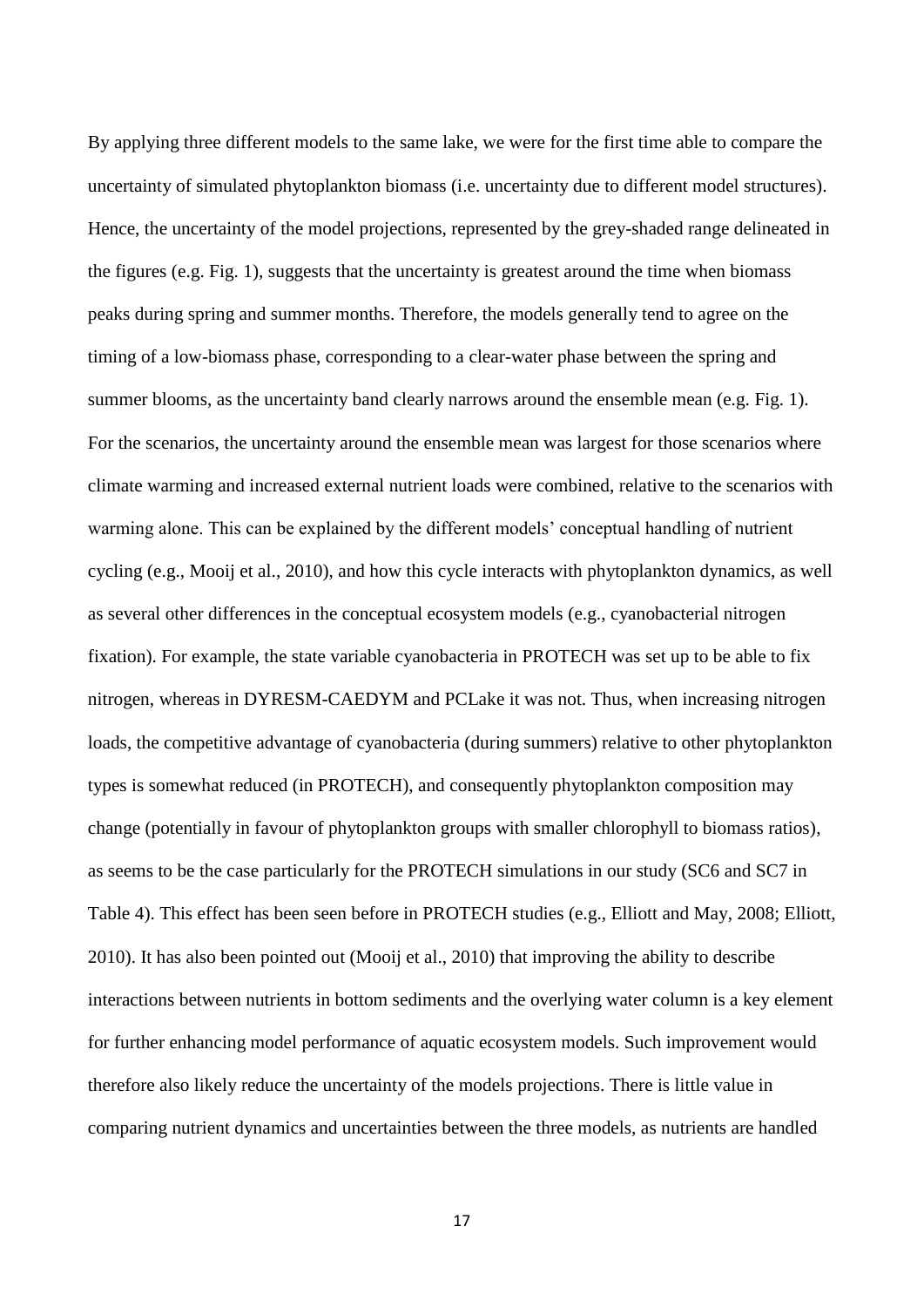By applying three different models to the same lake, we were for the first time able to compare the uncertainty of simulated phytoplankton biomass (i.e. uncertainty due to different model structures). Hence, the uncertainty of the model projections, represented by the grey-shaded range delineated in the figures (e.g. Fig. 1), suggests that the uncertainty is greatest around the time when biomass peaks during spring and summer months. Therefore, the models generally tend to agree on the timing of a low-biomass phase, corresponding to a clear-water phase between the spring and summer blooms, as the uncertainty band clearly narrows around the ensemble mean (e.g. Fig. 1). For the scenarios, the uncertainty around the ensemble mean was largest for those scenarios where climate warming and increased external nutrient loads were combined, relative to the scenarios with warming alone. This can be explained by the different models' conceptual handling of nutrient cycling (e.g., Mooij et al., 2010), and how this cycle interacts with phytoplankton dynamics, as well as several other differences in the conceptual ecosystem models (e.g., cyanobacterial nitrogen fixation). For example, the state variable cyanobacteria in PROTECH was set up to be able to fix nitrogen, whereas in DYRESM-CAEDYM and PCLake it was not. Thus, when increasing nitrogen loads, the competitive advantage of cyanobacteria (during summers) relative to other phytoplankton types is somewhat reduced (in PROTECH), and consequently phytoplankton composition may change (potentially in favour of phytoplankton groups with smaller chlorophyll to biomass ratios), as seems to be the case particularly for the PROTECH simulations in our study (SC6 and SC7 in Table 4). This effect has been seen before in PROTECH studies (e.g., Elliott and May, 2008; Elliott, 2010). It has also been pointed out (Mooij et al., 2010) that improving the ability to describe interactions between nutrients in bottom sediments and the overlying water column is a key element for further enhancing model performance of aquatic ecosystem models. Such improvement would therefore also likely reduce the uncertainty of the models projections. There is little value in comparing nutrient dynamics and uncertainties between the three models, as nutrients are handled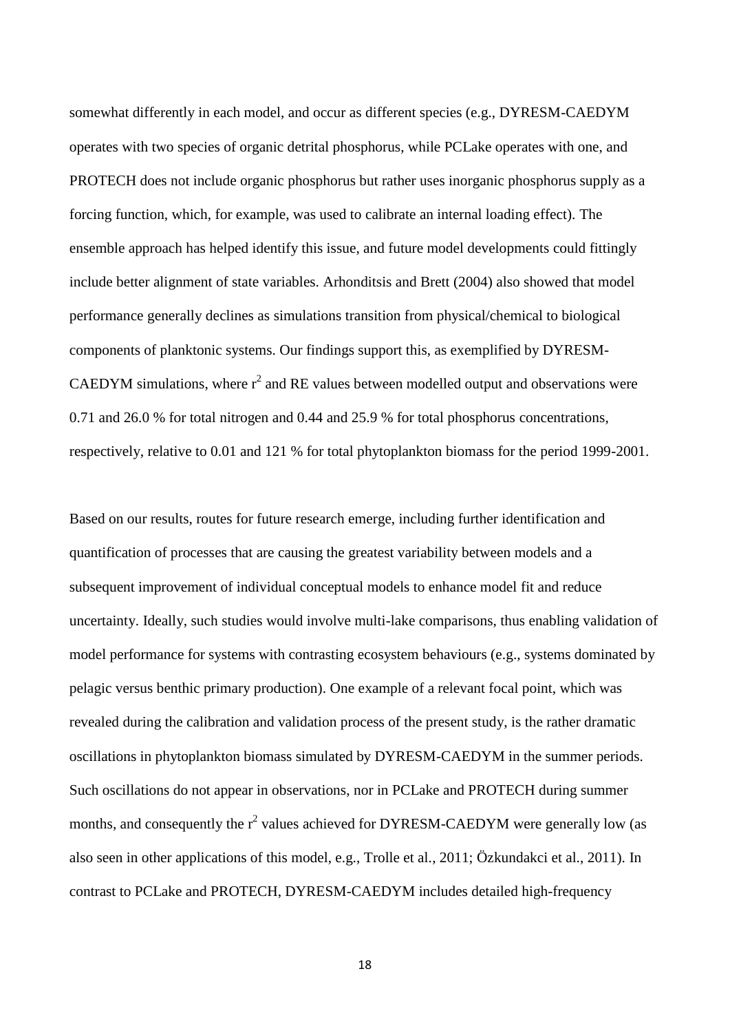somewhat differently in each model, and occur as different species (e.g., DYRESM-CAEDYM operates with two species of organic detrital phosphorus, while PCLake operates with one, and PROTECH does not include organic phosphorus but rather uses inorganic phosphorus supply as a forcing function, which, for example, was used to calibrate an internal loading effect). The ensemble approach has helped identify this issue, and future model developments could fittingly include better alignment of state variables. Arhonditsis and Brett (2004) also showed that model performance generally declines as simulations transition from physical/chemical to biological components of planktonic systems. Our findings support this, as exemplified by DYRESM-CAEDYM simulations, where $r^2$ and RE values between modelled output and observations were 0.71 and 26.0 % for total nitrogen and 0.44 and 25.9 % for total phosphorus concentrations, respectively, relative to 0.01 and 121 % for total phytoplankton biomass for the period 1999-2001.

Based on our results, routes for future research emerge, including further identification and quantification of processes that are causing the greatest variability between models and a subsequent improvement of individual conceptual models to enhance model fit and reduce uncertainty. Ideally, such studies would involve multi-lake comparisons, thus enabling validation of model performance for systems with contrasting ecosystem behaviours (e.g., systems dominated by pelagic versus benthic primary production). One example of a relevant focal point, which was revealed during the calibration and validation process of the present study, is the rather dramatic oscillations in phytoplankton biomass simulated by DYRESM-CAEDYM in the summer periods. Such oscillations do not appear in observations, nor in PCLake and PROTECH during summer months, and consequently the $r^2$ values achieved for DYRESM-CAEDYM were generally low (as also seen in other applications of this model, e.g., Trolle et al., 2011; Özkundakci et al., 2011). In contrast to PCLake and PROTECH, DYRESM-CAEDYM includes detailed high-frequency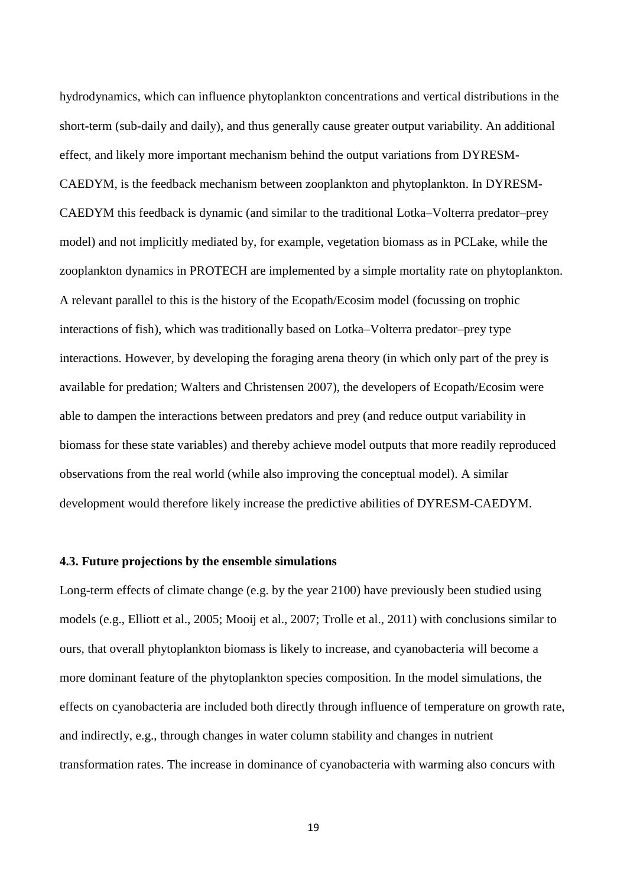hydrodynamics, which can influence phytoplankton concentrations and vertical distributions in the short-term (sub-daily and daily), and thus generally cause greater output variability. An additional effect, and likely more important mechanism behind the output variations from DYRESM-CAEDYM, is the feedback mechanism between zooplankton and phytoplankton. In DYRESM-CAEDYM this feedback is dynamic (and similar to the traditional Lotka–Volterra predator–prey model) and not implicitly mediated by, for example, vegetation biomass as in PCLake, while the zooplankton dynamics in PROTECH are implemented by a simple mortality rate on phytoplankton. A relevant parallel to this is the history of the Ecopath/Ecosim model (focussing on trophic interactions of fish), which was traditionally based on Lotka–Volterra predator–prey type interactions. However, by developing the foraging arena theory (in which only part of the prey is available for predation; Walters and Christensen 2007), the developers of Ecopath/Ecosim were able to dampen the interactions between predators and prey (and reduce output variability in biomass for these state variables) and thereby achieve model outputs that more readily reproduced observations from the real world (while also improving the conceptual model). A similar development would therefore likely increase the predictive abilities of DYRESM-CAEDYM.

### 4.3. Future projections by the ensemble simulations

Long-term effects of climate change (e.g. by the year 2100) have previously been studied using models (e.g., Elliott et al., 2005; Mooij et al., 2007; Trolle et al., 2011) with conclusions similar to ours, that overall phytoplankton biomass is likely to increase, and cyanobacteria will become a more dominant feature of the phytoplankton species composition. In the model simulations, the effects on cyanobacteria are included both directly through influence of temperature on growth rate, and indirectly, e.g., through changes in water column stability and changes in nutrient transformation rates. The increase in dominance of cyanobacteria with warming also concurs with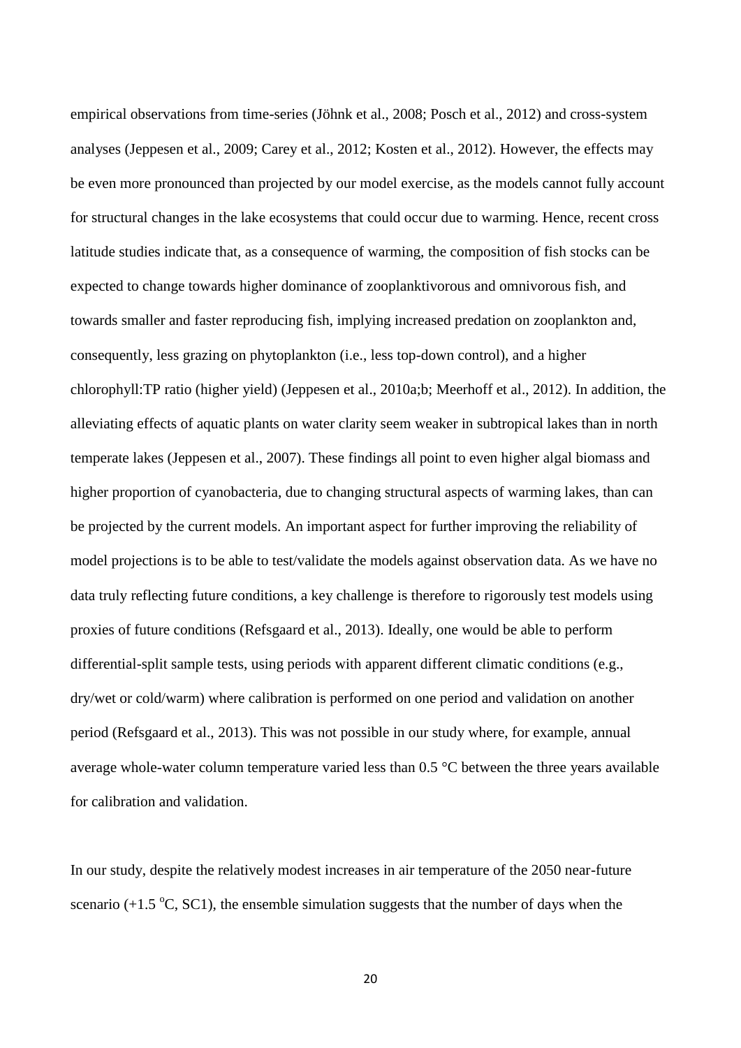empirical observations from time-series (Jöhnk et al., 2008; Posch et al., 2012) and cross-system analyses (Jeppesen et al., 2009; Carey et al., 2012; Kosten et al., 2012). However, the effects may be even more pronounced than projected by our model exercise, as the models cannot fully account for structural changes in the lake ecosystems that could occur due to warming. Hence, recent cross latitude studies indicate that, as a consequence of warming, the composition of fish stocks can be expected to change towards higher dominance of zooplanktivorous and omnivorous fish, and towards smaller and faster reproducing fish, implying increased predation on zooplankton and, consequently, less grazing on phytoplankton (i.e., less top-down control), and a higher chlorophyll:TP ratio (higher yield) (Jeppesen et al., 2010a;b; Meerhoff et al., 2012). In addition, the alleviating effects of aquatic plants on water clarity seem weaker in subtropical lakes than in north temperate lakes (Jeppesen et al., 2007). These findings all point to even higher algal biomass and higher proportion of cyanobacteria, due to changing structural aspects of warming lakes, than can be projected by the current models. An important aspect for further improving the reliability of model projections is to be able to test/validate the models against observation data. As we have no data truly reflecting future conditions, a key challenge is therefore to rigorously test models using proxies of future conditions (Refsgaard et al., 2013). Ideally, one would be able to perform differential-split sample tests, using periods with apparent different climatic conditions (e.g., dry/wet or cold/warm) where calibration is performed on one period and validation on another period (Refsgaard et al., 2013). This was not possible in our study where, for example, annual average whole-water column temperature varied less than 0.5 °C between the three years available for calibration and validation.

In our study, despite the relatively modest increases in air temperature of the 2050 near-future scenario (+1.5 $^{o}$C, SC1), the ensemble simulation suggests that the number of days when the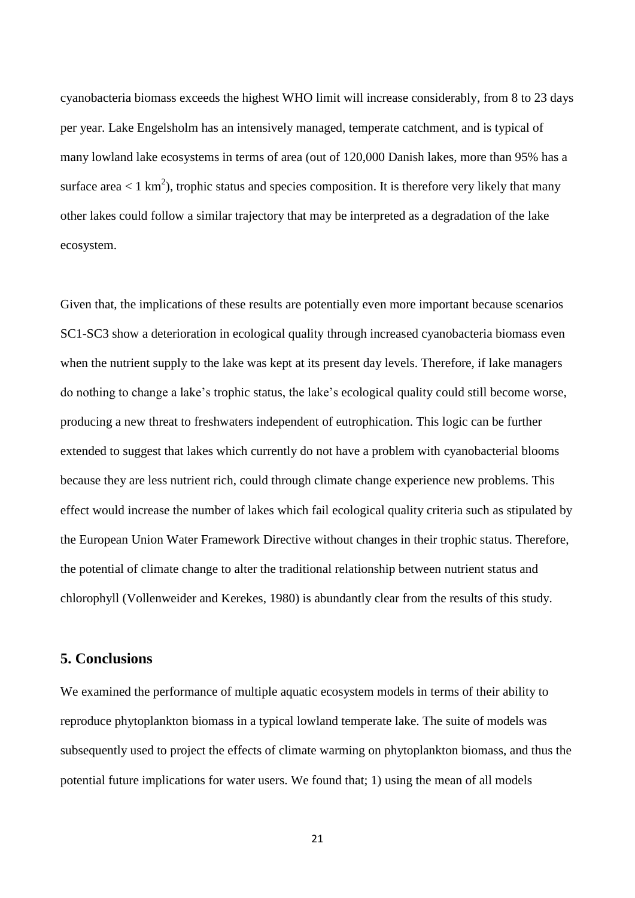cyanobacteria biomass exceeds the highest WHO limit will increase considerably, from 8 to 23 days per year. Lake Engelsholm has an intensively managed, temperate catchment, and is typical of many lowland lake ecosystems in terms of area (out of 120,000 Danish lakes, more than 95% has a surface area < 1 $km^2$), trophic status and species composition. It is therefore very likely that many other lakes could follow a similar trajectory that may be interpreted as a degradation of the lake ecosystem.

Given that, the implications of these results are potentially even more important because scenarios SC1-SC3 show a deterioration in ecological quality through increased cyanobacteria biomass even when the nutrient supply to the lake was kept at its present day levels. Therefore, if lake managers do nothing to change a lake's trophic status, the lake's ecological quality could still become worse, producing a new threat to freshwaters independent of eutrophication. This logic can be further extended to suggest that lakes which currently do not have a problem with cyanobacterial blooms because they are less nutrient rich, could through climate change experience new problems. This effect would increase the number of lakes which fail ecological quality criteria such as stipulated by the European Union Water Framework Directive without changes in their trophic status. Therefore, the potential of climate change to alter the traditional relationship between nutrient status and chlorophyll (Vollenweider and Kerekes, 1980) is abundantly clear from the results of this study.

## 5. Conclusions

We examined the performance of multiple aquatic ecosystem models in terms of their ability to reproduce phytoplankton biomass in a typical lowland temperate lake. The suite of models was subsequently used to project the effects of climate warming on phytoplankton biomass, and thus the potential future implications for water users. We found that; 1) using the mean of all models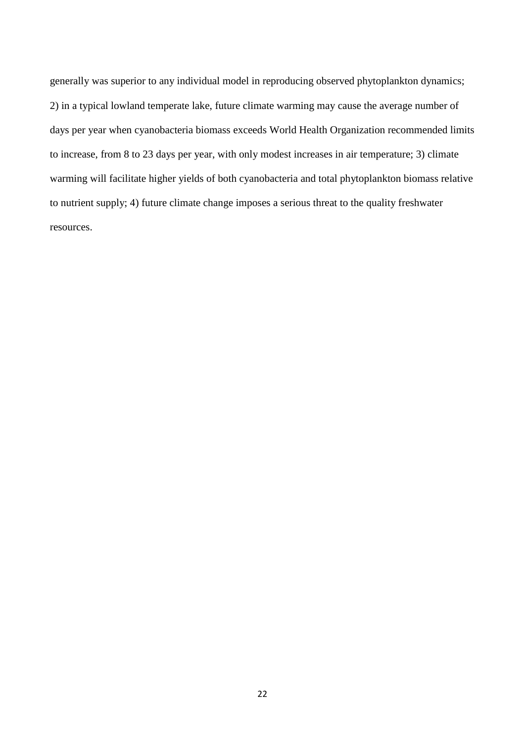generally was superior to any individual model in reproducing observed phytoplankton dynamics; 2) in a typical lowland temperate lake, future climate warming may cause the average number of days per year when cyanobacteria biomass exceeds World Health Organization recommended limits to increase, from 8 to 23 days per year, with only modest increases in air temperature; 3) climate warming will facilitate higher yields of both cyanobacteria and total phytoplankton biomass relative to nutrient supply; 4) future climate change imposes a serious threat to the quality freshwater resources.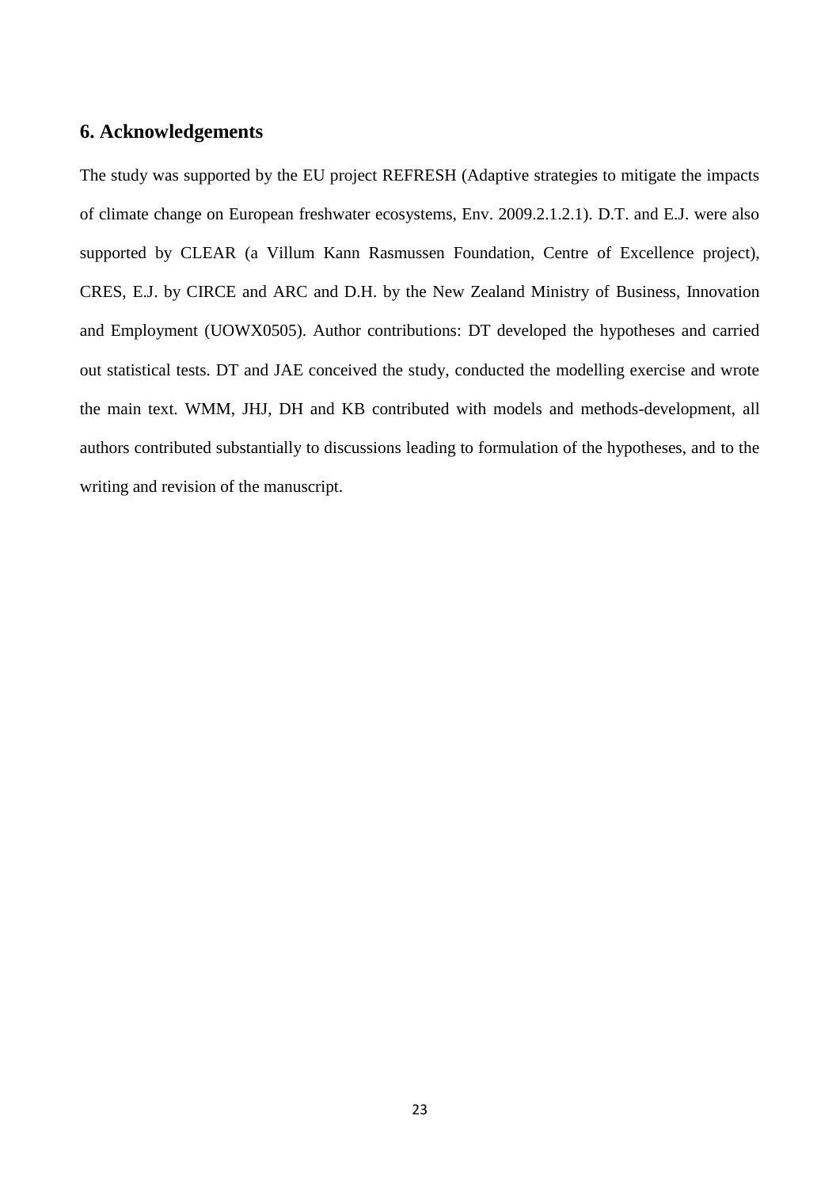## 6. Acknowledgements

The study was supported by the EU project REFRESH (Adaptive strategies to mitigate the impacts of climate change on European freshwater ecosystems, Env. 2009.2.1.2.1). D.T. and E.J. were also supported by CLEAR (a Villum Kann Rasmussen Foundation, Centre of Excellence project), CRES, E.J. by CIRCE and ARC and D.H. by the New Zealand Ministry of Business, Innovation and Employment (UOWX0505). Author contributions: DT developed the hypotheses and carried out statistical tests. DT and JAE conceived the study, conducted the modelling exercise and wrote the main text. WMM, JHJ, DH and KB contributed with models and methods-development, all authors contributed substantially to discussions leading to formulation of the hypotheses, and to the writing and revision of the manuscript.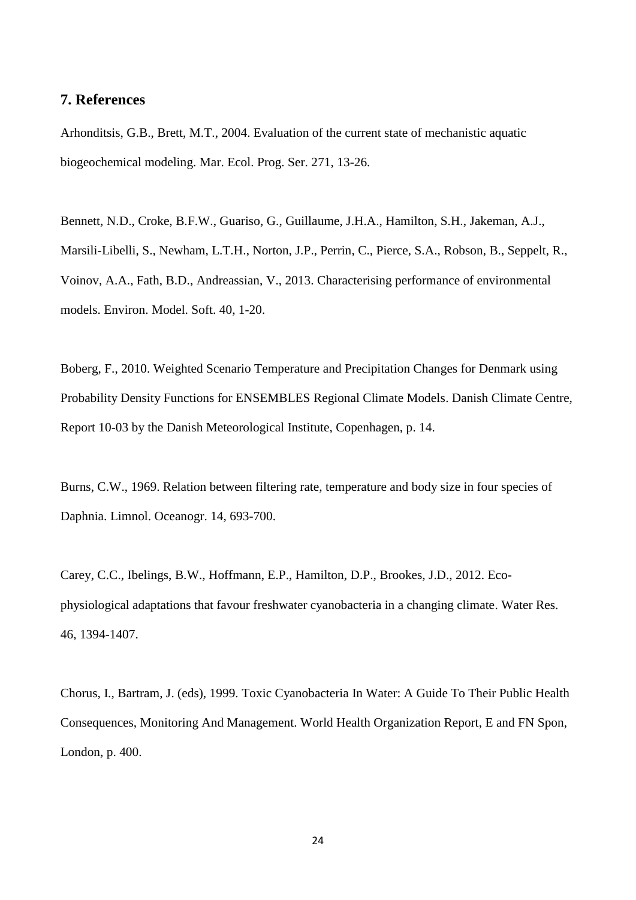## 7. References

Arhonditsis, G.B., Brett, M.T., 2004. Evaluation of the current state of mechanistic aquatic biogeochemical modeling. Mar. Ecol. Prog. Ser. 271, 13-26.

Bennett, N.D., Croke, B.F.W., Guariso, G., Guillaume, J.H.A., Hamilton, S.H., Jakeman, A.J., Marsili-Libelli, S., Newham, L.T.H., Norton, J.P., Perrin, C., Pierce, S.A., Robson, B., Seppelt, R., Voinov, A.A., Fath, B.D., Andreassian, V., 2013. Characterising performance of environmental models. Environ. Model. Soft. 40, 1-20.

Boberg, F., 2010. Weighted Scenario Temperature and Precipitation Changes for Denmark using Probability Density Functions for ENSEMBLES Regional Climate Models. Danish Climate Centre, Report 10-03 by the Danish Meteorological Institute, Copenhagen, p. 14.

Burns, C.W., 1969. Relation between filtering rate, temperature and body size in four species of Daphnia. Limnol. Oceanogr. 14, 693-700.

Carey, C.C., Ibelings, B.W., Hoffmann, E.P., Hamilton, D.P., Brookes, J.D., 2012. Eco-physiological adaptations that favour freshwater cyanobacteria in a changing climate. Water Res. 46, 1394-1407.

Chorus, I., Bartram, J. (eds), 1999. Toxic Cyanobacteria In Water: A Guide To Their Public Health Consequences, Monitoring And Management. World Health Organization Report, E and FN Spon, London, p. 400.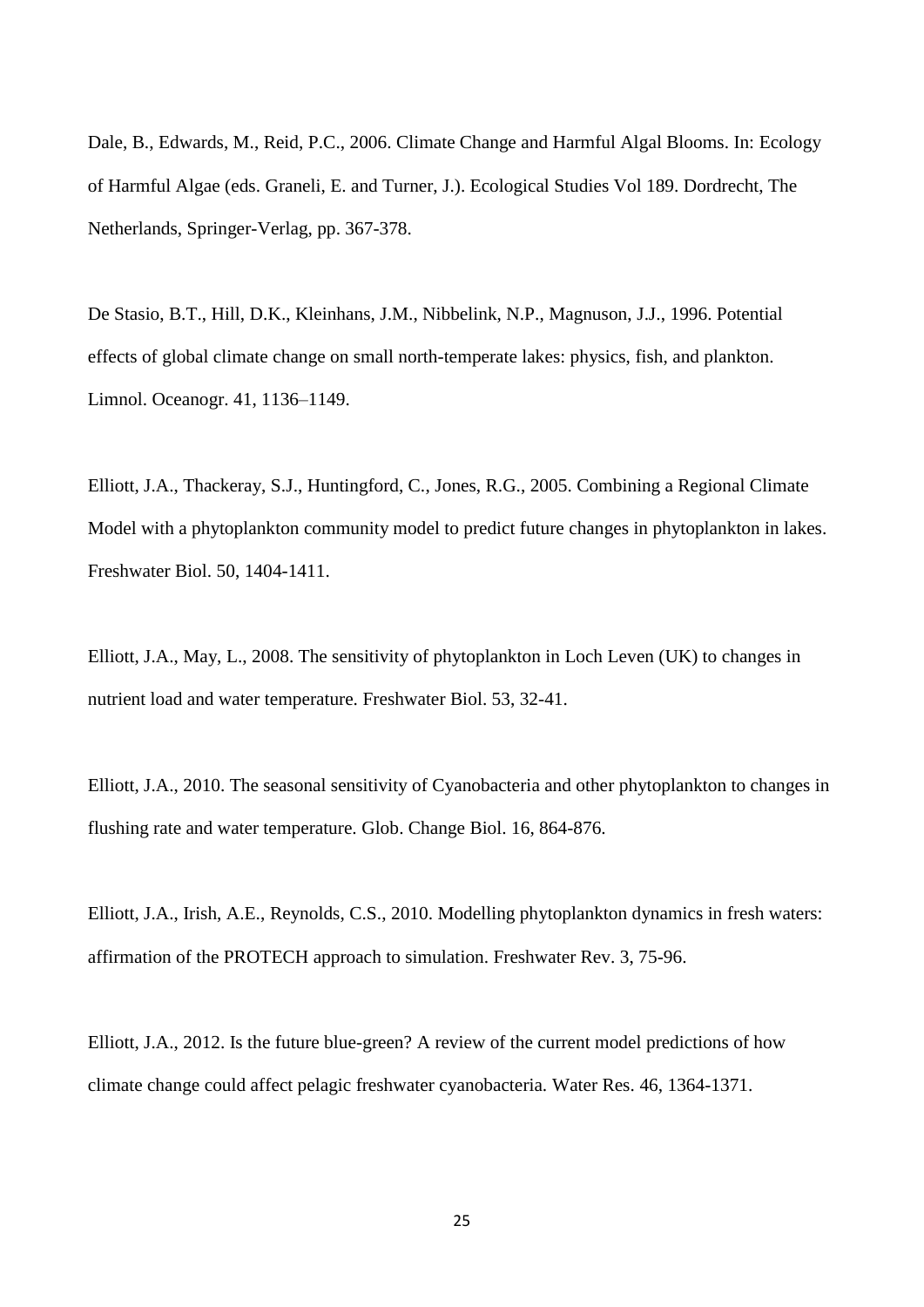Dale, B., Edwards, M., Reid, P.C., 2006. Climate Change and Harmful Algal Blooms. In: Ecology of Harmful Algae (eds. Graneli, E. and Turner, J.). Ecological Studies Vol 189. Dordrecht, The Netherlands, Springer-Verlag, pp. 367-378.

De Stasio, B.T., Hill, D.K., Kleinhans, J.M., Nibbelink, N.P., Magnuson, J.J., 1996. Potential effects of global climate change on small north-temperate lakes: physics, fish, and plankton. Limnol. Oceanogr. 41, 1136–1149.

Elliott, J.A., Thackeray, S.J., Huntingford, C., Jones, R.G., 2005. Combining a Regional Climate Model with a phytoplankton community model to predict future changes in phytoplankton in lakes. Freshwater Biol. 50, 1404-1411.

Elliott, J.A., May, L., 2008. The sensitivity of phytoplankton in Loch Leven (UK) to changes in nutrient load and water temperature. Freshwater Biol. 53, 32-41.

Elliott, J.A., 2010. The seasonal sensitivity of Cyanobacteria and other phytoplankton to changes in flushing rate and water temperature. Glob. Change Biol. 16, 864-876.

Elliott, J.A., Irish, A.E., Reynolds, C.S., 2010. Modelling phytoplankton dynamics in fresh waters: affirmation of the PROTECH approach to simulation. Freshwater Rev. 3, 75-96.

Elliott, J.A., 2012. Is the future blue-green? A review of the current model predictions of how climate change could affect pelagic freshwater cyanobacteria. Water Res. 46, 1364-1371.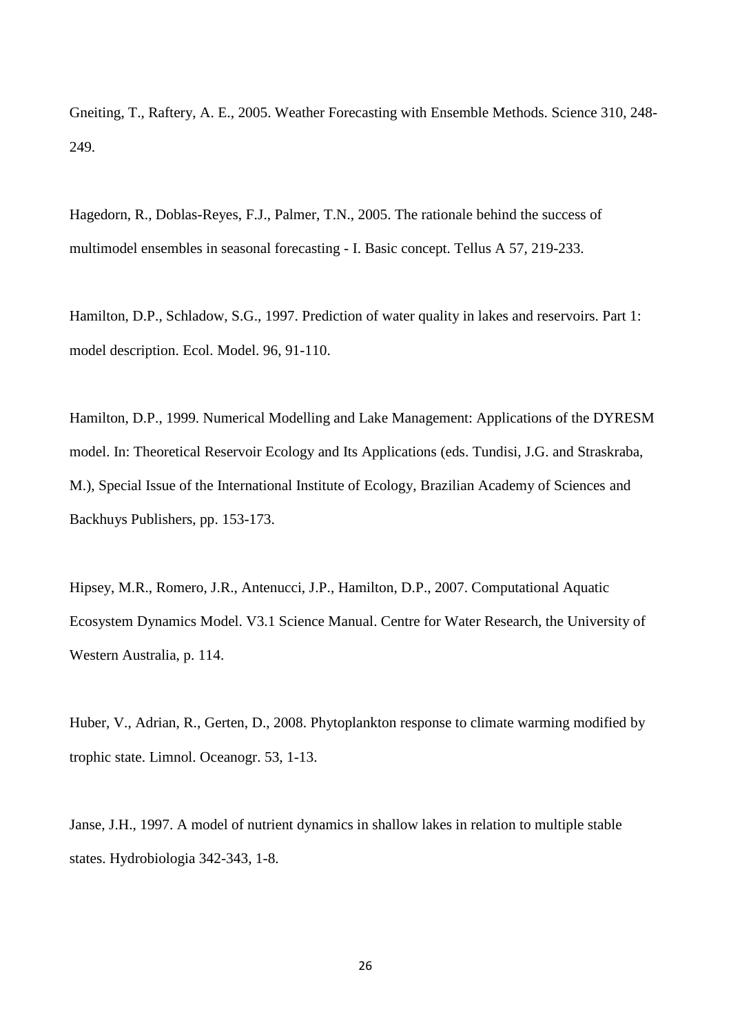Gneiting, T., Raftery, A. E., 2005. Weather Forecasting with Ensemble Methods. Science 310, 248-249.

Hagedorn, R., Doblas-Reyes, F.J., Palmer, T.N., 2005. The rationale behind the success of multimodel ensembles in seasonal forecasting - I. Basic concept. Tellus A 57, 219-233.

Hamilton, D.P., Schladow, S.G., 1997. Prediction of water quality in lakes and reservoirs. Part 1: model description. Ecol. Model. 96, 91-110.

Hamilton, D.P., 1999. Numerical Modelling and Lake Management: Applications of the DYRESM model. In: Theoretical Reservoir Ecology and Its Applications (eds. Tundisi, J.G. and Straskraba, M.), Special Issue of the International Institute of Ecology, Brazilian Academy of Sciences and Backhuys Publishers, pp. 153-173.

Hipsey, M.R., Romero, J.R., Antenucci, J.P., Hamilton, D.P., 2007. Computational Aquatic Ecosystem Dynamics Model. V3.1 Science Manual. Centre for Water Research, the University of Western Australia, p. 114.

Huber, V., Adrian, R., Gerten, D., 2008. Phytoplankton response to climate warming modified by trophic state. Limnol. Oceanogr. 53, 1-13.

Janse, J.H., 1997. A model of nutrient dynamics in shallow lakes in relation to multiple stable states. Hydrobiologia 342-343, 1-8.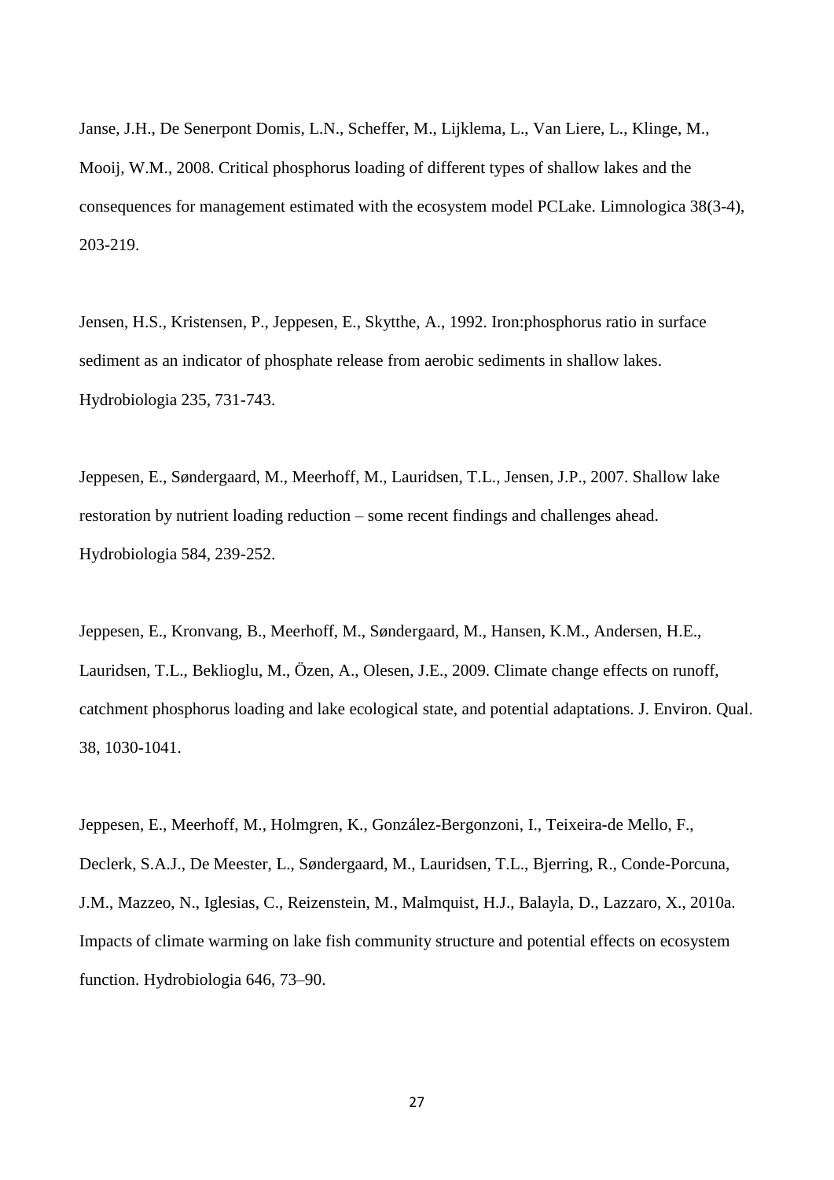Janse, J.H., De Senerpont Domis, L.N., Scheffer, M., Lijklema, L., Van Liere, L., Klinge, M., Mooij, W.M., 2008. Critical phosphorus loading of different types of shallow lakes and the consequences for management estimated with the ecosystem model PCLake. Limnologica 38(3-4), 203-219.

Jensen, H.S., Kristensen, P., Jeppesen, E., Skytthe, A., 1992. Iron:phosphorus ratio in surface sediment as an indicator of phosphate release from aerobic sediments in shallow lakes. Hydrobiologia 235, 731-743.

Jeppesen, E., Søndergaard, M., Meerhoff, M., Lauridsen, T.L., Jensen, J.P., 2007. Shallow lake restoration by nutrient loading reduction – some recent findings and challenges ahead. Hydrobiologia 584, 239-252.

Jeppesen, E., Kronvang, B., Meerhoff, M., Søndergaard, M., Hansen, K.M., Andersen, H.E., Lauridsen, T.L., Beklioglu, M., Özen, A., Olesen, J.E., 2009. Climate change effects on runoff, catchment phosphorus loading and lake ecological state, and potential adaptations. J. Environ. Qual. 38, 1030-1041.

Jeppesen, E., Meerhoff, M., Holmgren, K., González-Bergonzoni, I., Teixeira-de Mello, F., Declerk, S.A.J., De Meester, L., Søndergaard, M., Lauridsen, T.L., Bjerring, R., Conde-Porcuna, J.M., Mazzeo, N., Iglesias, C., Reizenstein, M., Malmquist, H.J., Balayla, D., Lazzaro, X., 2010a. Impacts of climate warming on lake fish community structure and potential effects on ecosystem function. Hydrobiologia 646, 73–90.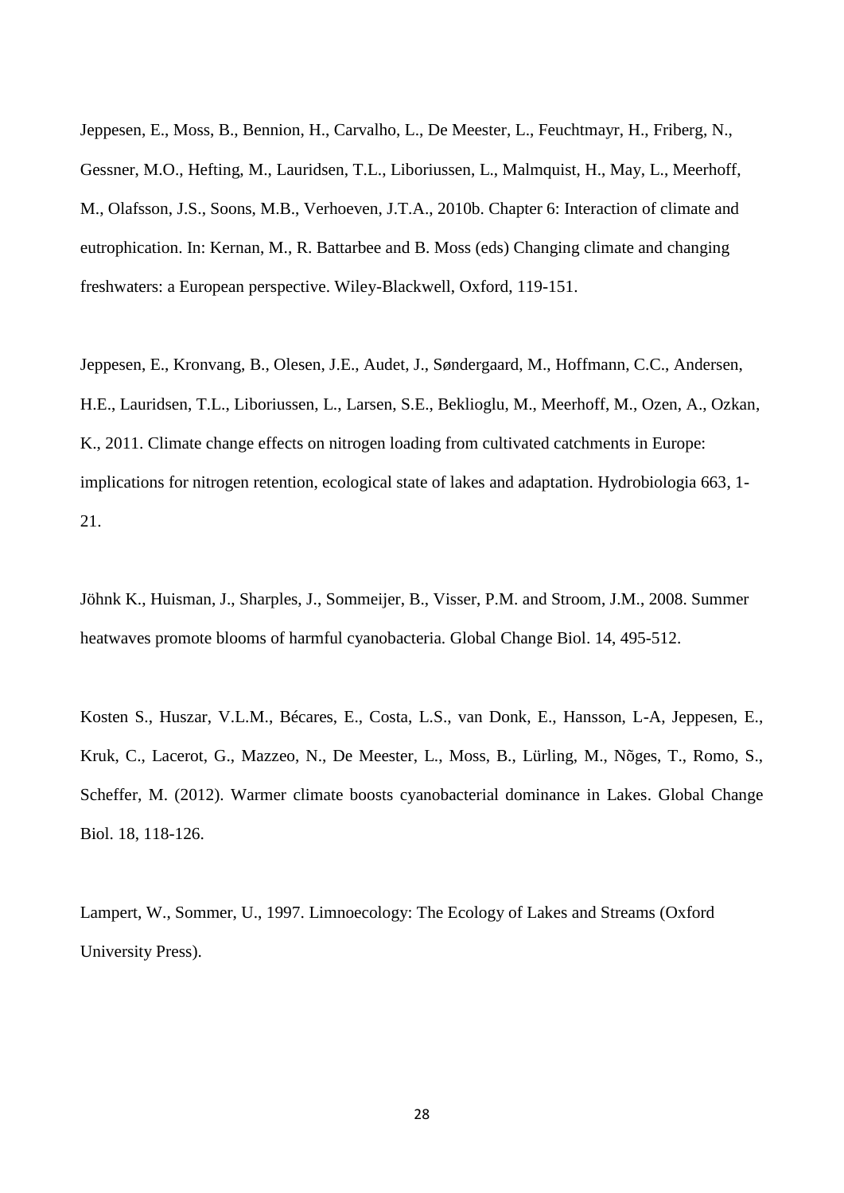Jeppesen, E., Moss, B., Bennion, H., Carvalho, L., De Meester, L., Feuchtmayr, H., Friberg, N., Gessner, M.O., Hefting, M., Lauridsen, T.L., Liboriussen, L., Malmquist, H., May, L., Meerhoff, M., Olafsson, J.S., Soons, M.B., Verhoeven, J.T.A., 2010b. Chapter 6: Interaction of climate and eutrophication. In: Kernan, M., R. Battarbee and B. Moss (eds) Changing climate and changing freshwaters: a European perspective. Wiley-Blackwell, Oxford, 119-151.

Jeppesen, E., Kronvang, B., Olesen, J.E., Audet, J., Søndergaard, M., Hoffmann, C.C., Andersen, H.E., Lauridsen, T.L., Liboriussen, L., Larsen, S.E., Beklioglu, M., Meerhoff, M., Ozen, A., Ozkan, K., 2011. Climate change effects on nitrogen loading from cultivated catchments in Europe: implications for nitrogen retention, ecological state of lakes and adaptation. Hydrobiologia 663, 1-21.

Jöhnk K., Huisman, J., Sharples, J., Sommeijer, B., Visser, P.M. and Stroom, J.M., 2008. Summer heatwaves promote blooms of harmful cyanobacteria. Global Change Biol. 14, 495-512.

Kosten S., Huszar, V.L.M., Bécares, E., Costa, L.S., van Donk, E., Hansson, L-A, Jeppesen, E., Kruk, C., Lacerot, G., Mazzeo, N., De Meester, L., Moss, B., Lürling, M., Nõges, T., Romo, S., Scheffer, M. (2012). Warmer climate boosts cyanobacterial dominance in Lakes. Global Change Biol. 18, 118-126.

Lampert, W., Sommer, U., 1997. Limnoecology: The Ecology of Lakes and Streams (Oxford University Press).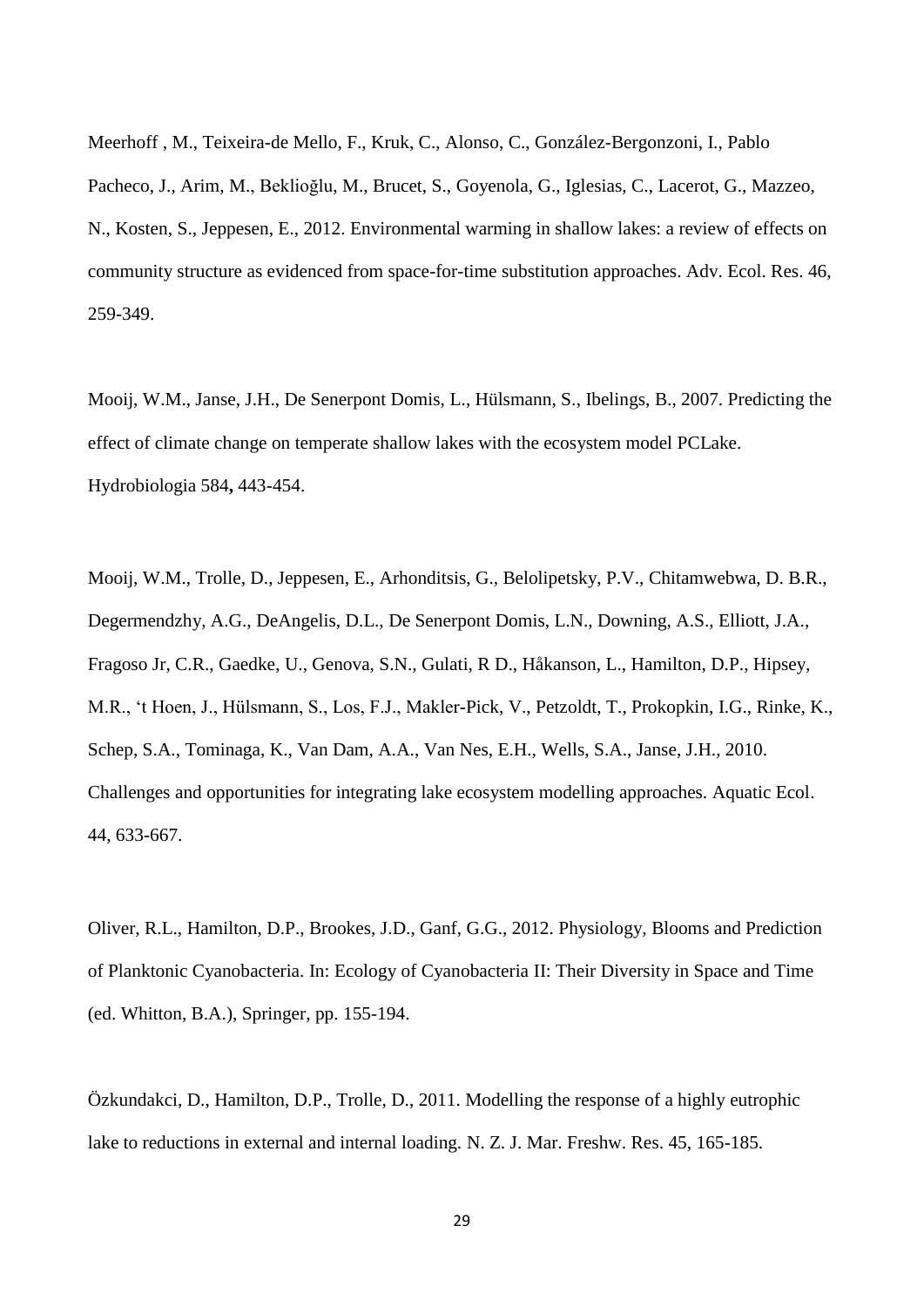Meerhoff , M., Teixeira-de Mello, F., Kruk, C., Alonso, C., González-Bergonzoni, I., Pablo Pacheco, J., Arim, M., Beklioğlu, M., Brucet, S., Goyenola, G., Iglesias, C., Lacerot, G., Mazzeo, N., Kosten, S., Jeppesen, E., 2012. Environmental warming in shallow lakes: a review of effects on community structure as evidenced from space-for-time substitution approaches. Adv. Ecol. Res. 46, 259-349.

Mooij, W.M., Janse, J.H., De Senerpont Domis, L., Hülsmann, S., Ibelings, B., 2007. Predicting the effect of climate change on temperate shallow lakes with the ecosystem model PCLake. Hydrobiologia 584**,** 443-454.

Mooij, W.M., Trolle, D., Jeppesen, E., Arhonditsis, G., Belolipetsky, P.V., Chitamwebwa, D. B.R., Degermendzhy, A.G., DeAngelis, D.L., De Senerpont Domis, L.N., Downing, A.S., Elliott, J.A., Fragoso Jr, C.R., Gaedke, U., Genova, S.N., Gulati, R D., Håkanson, L., Hamilton, D.P., Hipsey, M.R., 't Hoen, J., Hülsmann, S., Los, F.J., Makler-Pick, V., Petzoldt, T., Prokopkin, I.G., Rinke, K., Schep, S.A., Tominaga, K., Van Dam, A.A., Van Nes, E.H., Wells, S.A., Janse, J.H., 2010. Challenges and opportunities for integrating lake ecosystem modelling approaches. Aquatic Ecol. 44, 633-667.

Oliver, R.L., Hamilton, D.P., Brookes, J.D., Ganf, G.G., 2012. Physiology, Blooms and Prediction of Planktonic Cyanobacteria. In: Ecology of Cyanobacteria II: Their Diversity in Space and Time (ed. Whitton, B.A.), Springer, pp. 155-194.

Özkundakci, D., Hamilton, D.P., Trolle, D., 2011. Modelling the response of a highly eutrophic lake to reductions in external and internal loading. N. Z. J. Mar. Freshw. Res. 45, 165-185.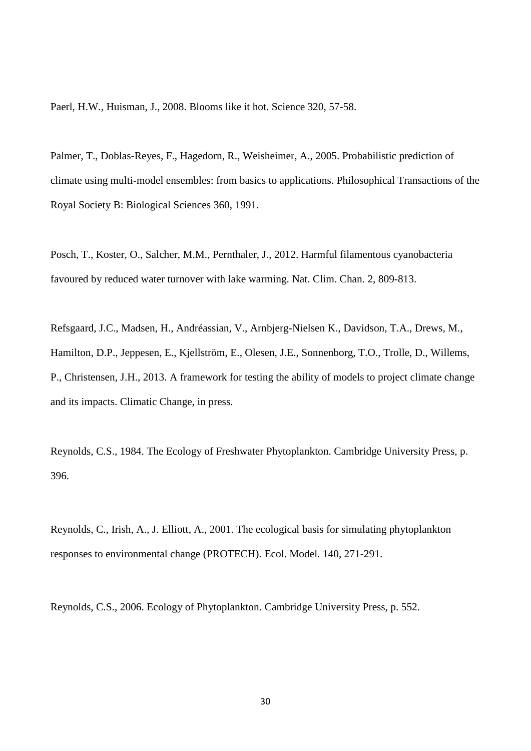Paerl, H.W., Huisman, J., 2008. Blooms like it hot. Science 320, 57-58.

Palmer, T., Doblas-Reyes, F., Hagedorn, R., Weisheimer, A., 2005. Probabilistic prediction of climate using multi-model ensembles: from basics to applications. Philosophical Transactions of the Royal Society B: Biological Sciences 360, 1991.

Posch, T., Koster, O., Salcher, M.M., Pernthaler, J., 2012. Harmful filamentous cyanobacteria favoured by reduced water turnover with lake warming. Nat. Clim. Chan. 2, 809-813.

Refsgaard, J.C., Madsen, H., Andréassian, V., Arnbjerg-Nielsen K., Davidson, T.A., Drews, M., Hamilton, D.P., Jeppesen, E., Kjellström, E., Olesen, J.E., Sonnenborg, T.O., Trolle, D., Willems, P., Christensen, J.H., 2013. A framework for testing the ability of models to project climate change and its impacts. Climatic Change, in press.

Reynolds, C.S., 1984. The Ecology of Freshwater Phytoplankton. Cambridge University Press, p. 396.

Reynolds, C., Irish, A., J. Elliott, A., 2001. The ecological basis for simulating phytoplankton responses to environmental change (PROTECH). Ecol. Model. 140, 271-291.

Reynolds, C.S., 2006. Ecology of Phytoplankton. Cambridge University Press, p. 552.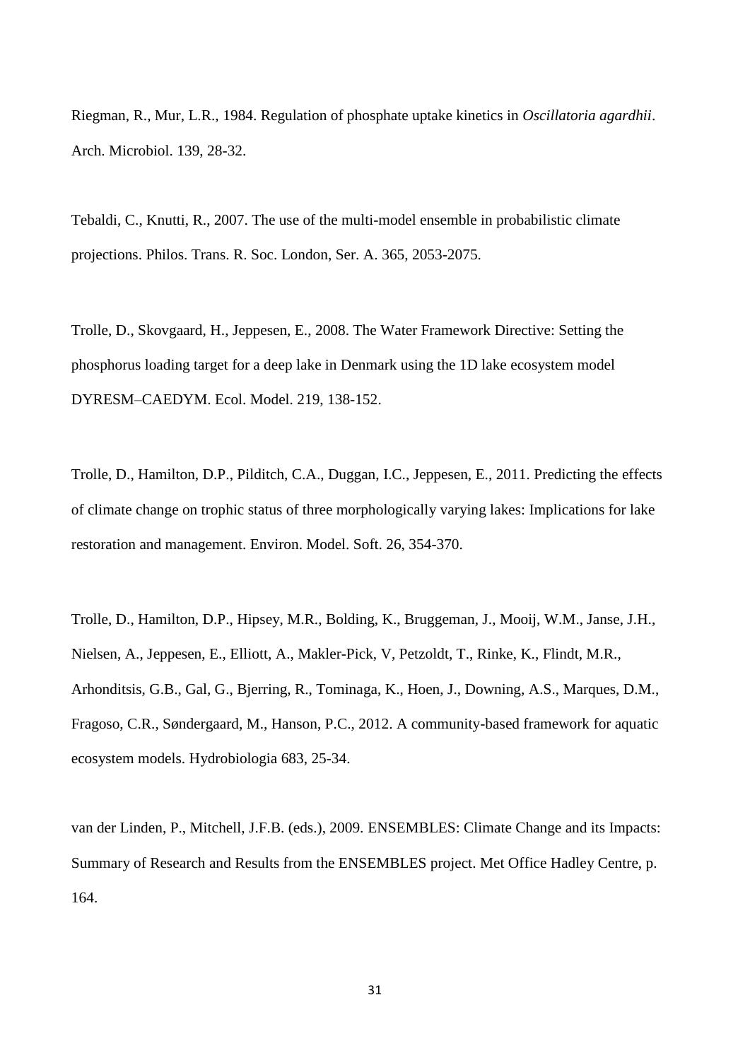Riegman, R., Mur, L.R., 1984. Regulation of phosphate uptake kinetics in *Oscillatoria agardhii*. Arch. Microbiol. 139, 28-32.

Tebaldi, C., Knutti, R., 2007. The use of the multi-model ensemble in probabilistic climate projections. Philos. Trans. R. Soc. London, Ser. A. 365, 2053-2075.

Trolle, D., Skovgaard, H., Jeppesen, E., 2008. The Water Framework Directive: Setting the phosphorus loading target for a deep lake in Denmark using the 1D lake ecosystem model DYRESM–CAEDYM. Ecol. Model. 219, 138-152.

Trolle, D., Hamilton, D.P., Pilditch, C.A., Duggan, I.C., Jeppesen, E., 2011. Predicting the effects of climate change on trophic status of three morphologically varying lakes: Implications for lake restoration and management. Environ. Model. Soft. 26, 354-370.

Trolle, D., Hamilton, D.P., Hipsey, M.R., Bolding, K., Bruggeman, J., Mooij, W.M., Janse, J.H., Nielsen, A., Jeppesen, E., Elliott, A., Makler-Pick, V, Petzoldt, T., Rinke, K., Flindt, M.R., Arhonditsis, G.B., Gal, G., Bjerring, R., Tominaga, K., Hoen, J., Downing, A.S., Marques, D.M., Fragoso, C.R., Søndergaard, M., Hanson, P.C., 2012. A community-based framework for aquatic ecosystem models. Hydrobiologia 683, 25-34.

van der Linden, P., Mitchell, J.F.B. (eds.), 2009. ENSEMBLES: Climate Change and its Impacts: Summary of Research and Results from the ENSEMBLES project. Met Office Hadley Centre, p. 164.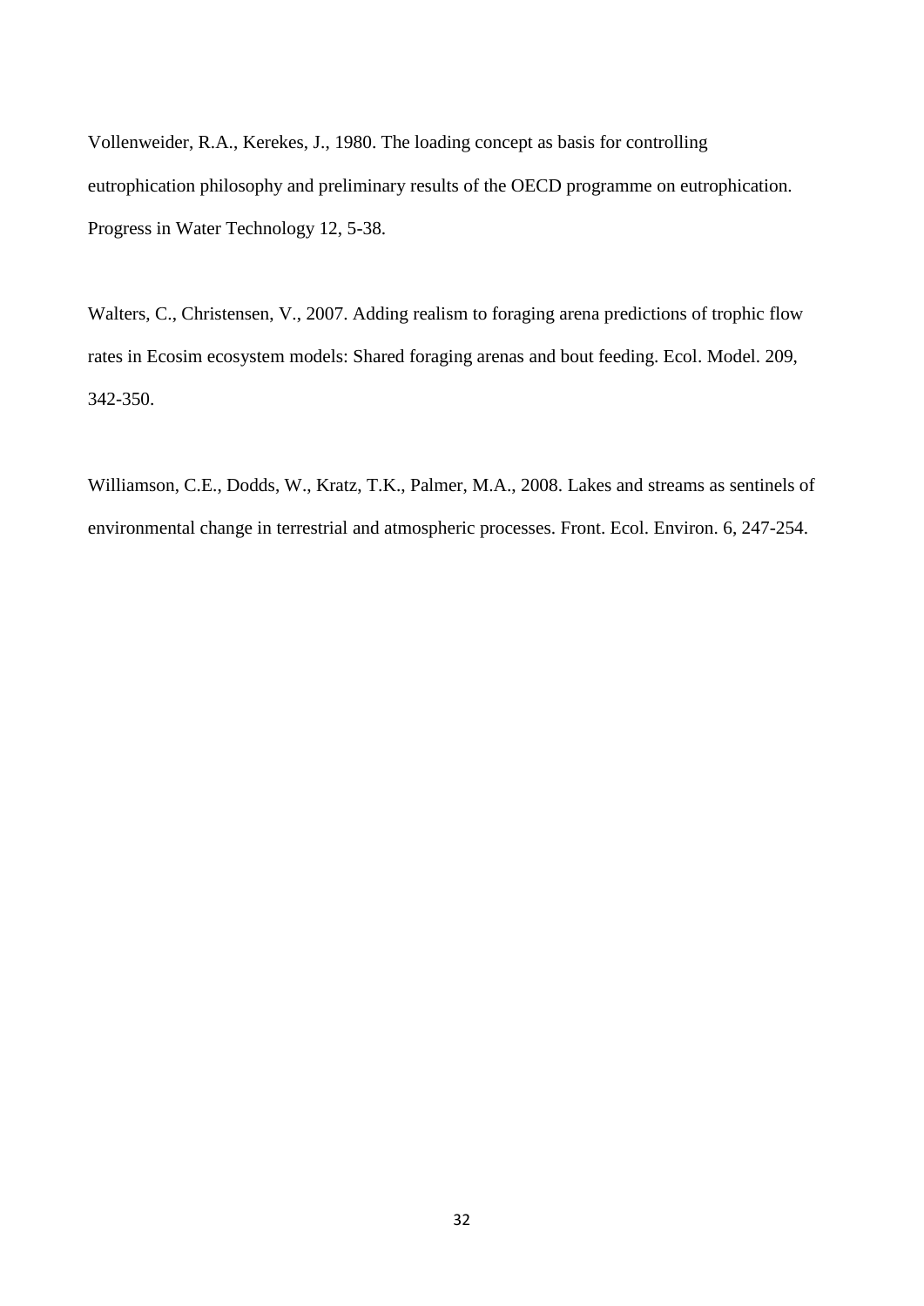Vollenweider, R.A., Kerekes, J., 1980. The loading concept as basis for controlling eutrophication philosophy and preliminary results of the OECD programme on eutrophication. Progress in Water Technology 12, 5-38.

Walters, C., Christensen, V., 2007. Adding realism to foraging arena predictions of trophic flow rates in Ecosim ecosystem models: Shared foraging arenas and bout feeding. Ecol. Model. 209, 342-350.

Williamson, C.E., Dodds, W., Kratz, T.K., Palmer, M.A., 2008. Lakes and streams as sentinels of environmental change in terrestrial and atmospheric processes. Front. Ecol. Environ. 6, 247-254.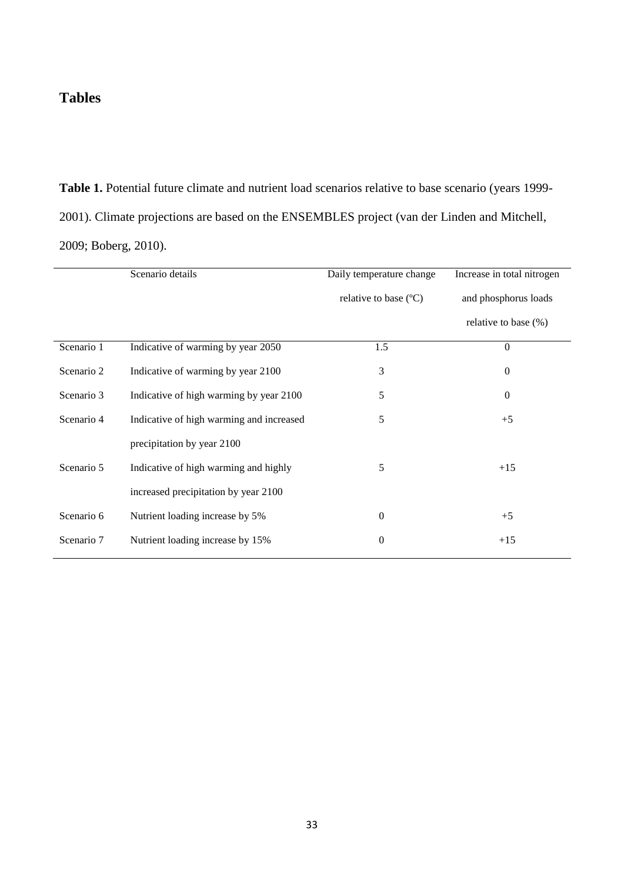## Tables

**Table 1.** Potential future climate and nutrient load scenarios relative to base scenario (years 1999-2001). Climate projections are based on the ENSEMBLES project (van der Linden and Mitchell, 2009; Boberg, 2010).

| | Scenario details | Daily temperature change relative to base (ºC) | Increase in total nitrogen and phosphorus loads relative to base (%) |
|---|---|---|---|
| Scenario 1 | Indicative of warming by year 2050 | 1.5 | 0 |
| Scenario 2 | Indicative of warming by year 2100 | 3 | 0 |
| Scenario 3 | Indicative of high warming by year 2100 | 5 | 0 |
| Scenario 4 | Indicative of high warming and increased precipitation by year 2100 | 5 | +5 |
| Scenario 5 | Indicative of high warming and highly increased precipitation by year 2100 | 5 | +15 |
| Scenario 6 | Nutrient loading increase by 5% | 0 | +5 |
| Scenario 7 | Nutrient loading increase by 15% | 0 | +15 |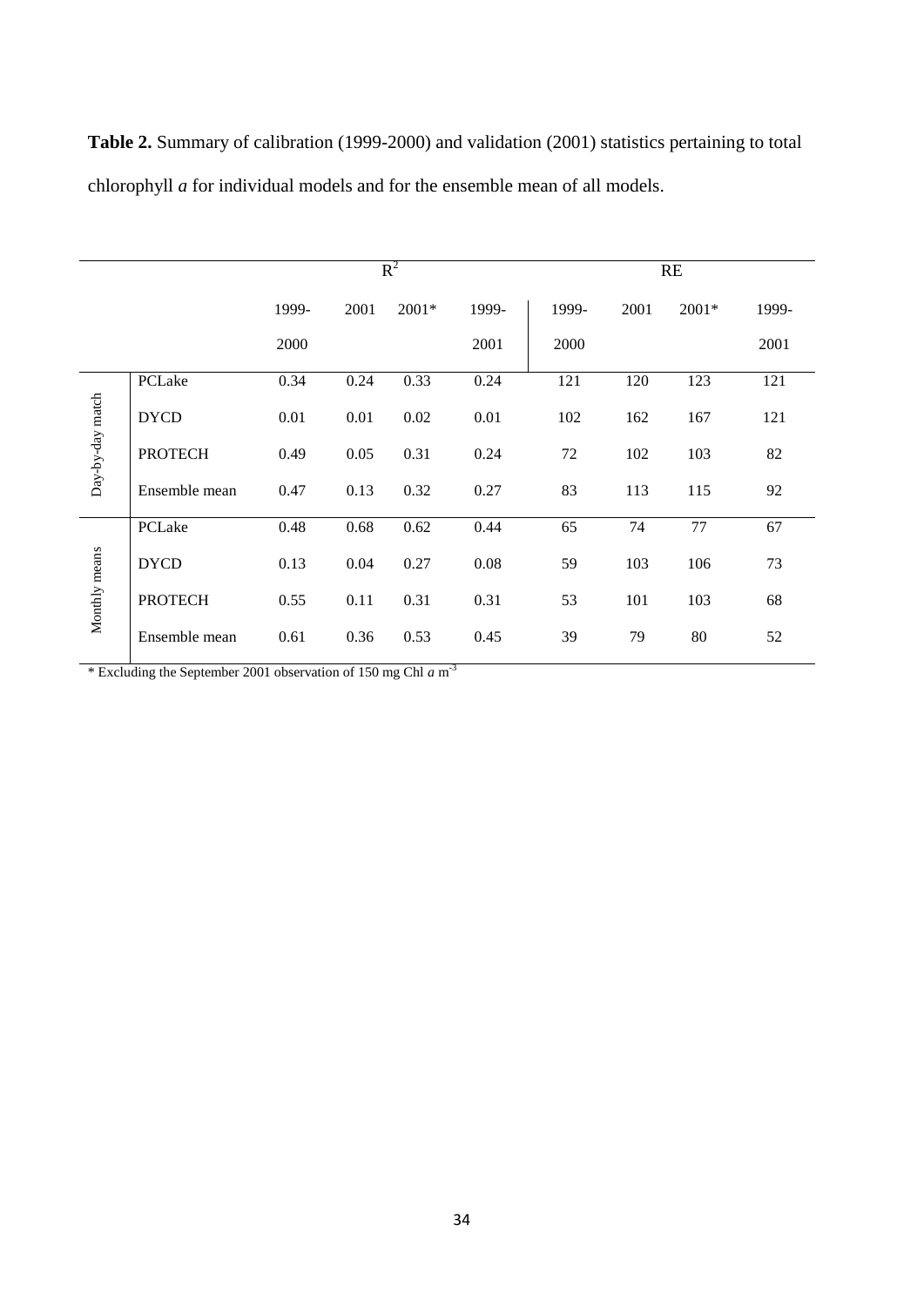**Table 2.** Summary of calibration (1999-2000) and validation (2001) statistics pertaining to total chlorophyll *a* for individual models and for the ensemble mean of all models.

| | | $R^2$ | | | | RE | | | |
|---|---|---|---|---|---|---|---|---|---|
| | | 1999-2000 | 2001 | 2001* | 1999-2001 | 1999-2000 | 2001 | 2001* | 1999-2001 |
| Day-by-day match | PCLake | 0.34 | 0.24 | 0.33 | 0.24 | 121 | 120 | 123 | 121 |
| | DYCD | 0.01 | 0.01 | 0.02 | 0.01 | 102 | 162 | 167 | 121 |
| | PROTECH | 0.49 | 0.05 | 0.31 | 0.24 | 72 | 102 | 103 | 82 |
| | Ensemble mean | 0.47 | 0.13 | 0.32 | 0.27 | 83 | 113 | 115 | 92 |
| Monthly means | PCLake | 0.48 | 0.68 | 0.62 | 0.44 | 65 | 74 | 77 | 67 |
| | DYCD | 0.13 | 0.04 | 0.27 | 0.08 | 59 | 103 | 106 | 73 |
| | PROTECH | 0.55 | 0.11 | 0.31 | 0.31 | 53 | 101 | 103 | 68 |
| | Ensemble mean | 0.61 | 0.36 | 0.53 | 0.45 | 39 | 79 | 80 | 52 |

* Excluding the September 2001 observation of 150 mg Chl *a* $m^{-3}$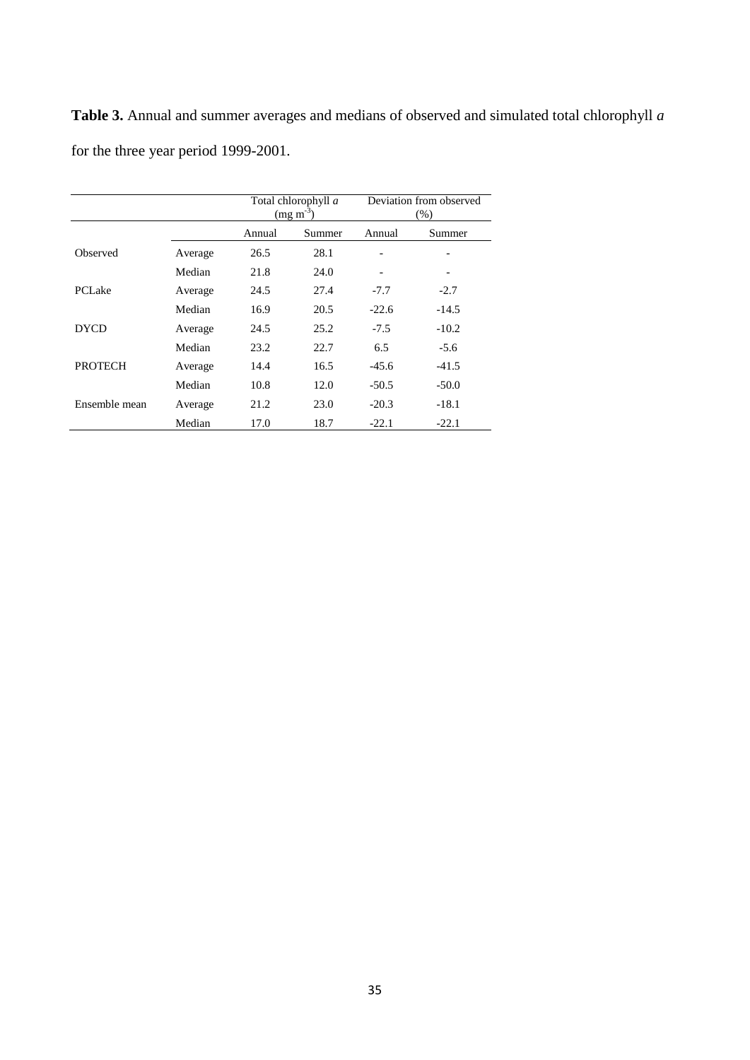**Table 3.** Annual and summer averages and medians of observed and simulated total chlorophyll *a* for the three year period 1999-2001.

| | | Total chlorophyll *a* ($mg\ m^{-3}$) | | Deviation from observed (%) | |
|---|---|---|---|---|---|
| | | Annual | Summer | Annual | Summer |
| Observed | Average | 26.5 | 28.1 | - | - |
| | Median | 21.8 | 24.0 | - | - |
| PCLake | Average | 24.5 | 27.4 | -7.7 | -2.7 |
| | Median | 16.9 | 20.5 | -22.6 | -14.5 |
| DYCD | Average | 24.5 | 25.2 | -7.5 | -10.2 |
| | Median | 23.2 | 22.7 | 6.5 | -5.6 |
| PROTECH | Average | 14.4 | 16.5 | -45.6 | -41.5 |
| | Median | 10.8 | 12.0 | -50.5 | -50.0 |
| Ensemble mean | Average | 21.2 | 23.0 | -20.3 | -18.1 |
| | Median | 17.0 | 18.7 | -22.1 | -22.1 |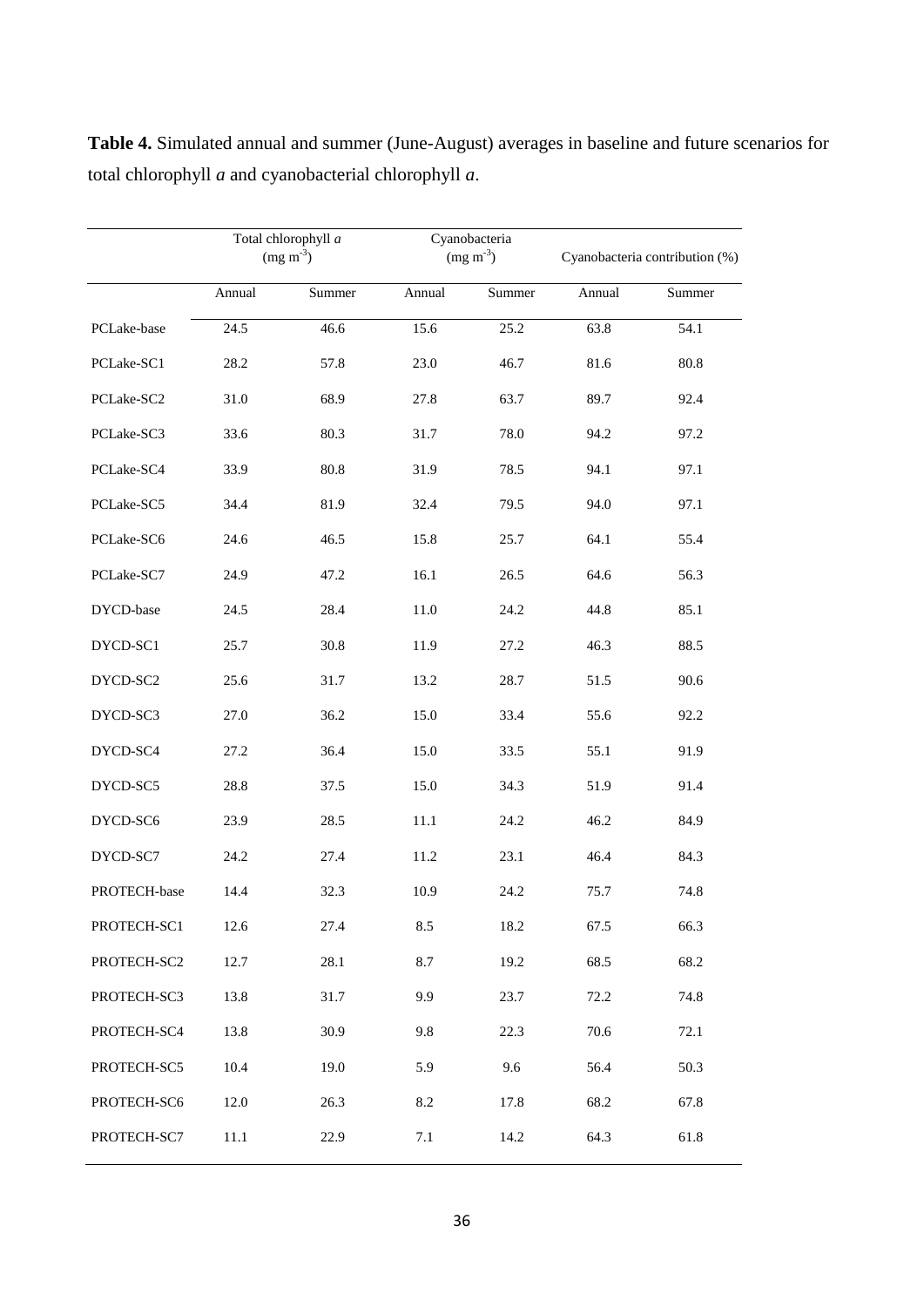**Table 4.** Simulated annual and summer (June-August) averages in baseline and future scenarios for total chlorophyll *a* and cyanobacterial chlorophyll *a*.

| | Total chlorophyll *a* (mg m$^{-3}$) | | Cyanobacteria (mg m$^{-3}$) | | Cyanobacteria contribution (%) | |
|---|---|---|---|---|---|---|
| | Annual | Summer | Annual | Summer | Annual | Summer |
| PCLake-base | 24.5 | 46.6 | 15.6 | 25.2 | 63.8 | 54.1 |
| PCLake-SC1 | 28.2 | 57.8 | 23.0 | 46.7 | 81.6 | 80.8 |
| PCLake-SC2 | 31.0 | 68.9 | 27.8 | 63.7 | 89.7 | 92.4 |
| PCLake-SC3 | 33.6 | 80.3 | 31.7 | 78.0 | 94.2 | 97.2 |
| PCLake-SC4 | 33.9 | 80.8 | 31.9 | 78.5 | 94.1 | 97.1 |
| PCLake-SC5 | 34.4 | 81.9 | 32.4 | 79.5 | 94.0 | 97.1 |
| PCLake-SC6 | 24.6 | 46.5 | 15.8 | 25.7 | 64.1 | 55.4 |
| PCLake-SC7 | 24.9 | 47.2 | 16.1 | 26.5 | 64.6 | 56.3 |
| DYCD-base | 24.5 | 28.4 | 11.0 | 24.2 | 44.8 | 85.1 |
| DYCD-SC1 | 25.7 | 30.8 | 11.9 | 27.2 | 46.3 | 88.5 |
| DYCD-SC2 | 25.6 | 31.7 | 13.2 | 28.7 | 51.5 | 90.6 |
| DYCD-SC3 | 27.0 | 36.2 | 15.0 | 33.4 | 55.6 | 92.2 |
| DYCD-SC4 | 27.2 | 36.4 | 15.0 | 33.5 | 55.1 | 91.9 |
| DYCD-SC5 | 28.8 | 37.5 | 15.0 | 34.3 | 51.9 | 91.4 |
| DYCD-SC6 | 23.9 | 28.5 | 11.1 | 24.2 | 46.2 | 84.9 |
| DYCD-SC7 | 24.2 | 27.4 | 11.2 | 23.1 | 46.4 | 84.3 |
| PROTECH-base | 14.4 | 32.3 | 10.9 | 24.2 | 75.7 | 74.8 |
| PROTECH-SC1 | 12.6 | 27.4 | 8.5 | 18.2 | 67.5 | 66.3 |
| PROTECH-SC2 | 12.7 | 28.1 | 8.7 | 19.2 | 68.5 | 68.2 |
| PROTECH-SC3 | 13.8 | 31.7 | 9.9 | 23.7 | 72.2 | 74.8 |
| PROTECH-SC4 | 13.8 | 30.9 | 9.8 | 22.3 | 70.6 | 72.1 |
| PROTECH-SC5 | 10.4 | 19.0 | 5.9 | 9.6 | 56.4 | 50.3 |
| PROTECH-SC6 | 12.0 | 26.3 | 8.2 | 17.8 | 68.2 | 67.8 |
| PROTECH-SC7 | 11.1 | 22.9 | 7.1 | 14.2 | 64.3 | 61.8 |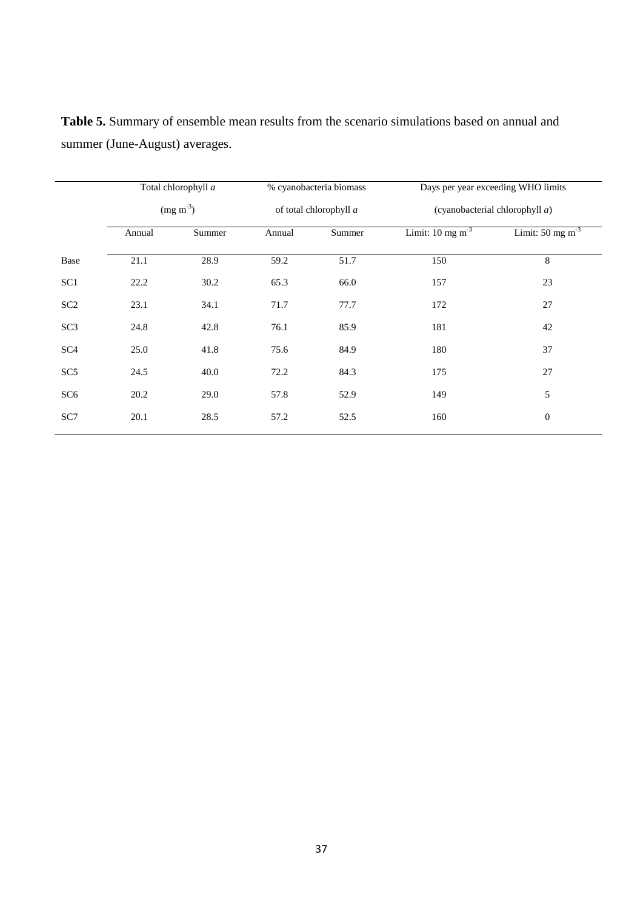**Table 5.** Summary of ensemble mean results from the scenario simulations based on annual and summer (June-August) averages.

| | Total chlorophyll *a* ($mg\ m^{-3}$) | | % cyanobacteria biomass of total chlorophyll *a* | | Days per year exceeding WHO limits (cyanobacterial chlorophyll *a*) | |
|---|---|---|---|---|---|---|
| | Annual | Summer | Annual | Summer | Limit: 10 $mg\ m^{-3}$ | Limit: 50 $mg\ m^{-3}$ |
| Base | 21.1 | 28.9 | 59.2 | 51.7 | 150 | 8 |
| SC1 | 22.2 | 30.2 | 65.3 | 66.0 | 157 | 23 |
| SC2 | 23.1 | 34.1 | 71.7 | 77.7 | 172 | 27 |
| SC3 | 24.8 | 42.8 | 76.1 | 85.9 | 181 | 42 |
| SC4 | 25.0 | 41.8 | 75.6 | 84.9 | 180 | 37 |
| SC5 | 24.5 | 40.0 | 72.2 | 84.3 | 175 | 27 |
| SC6 | 20.2 | 29.0 | 57.8 | 52.9 | 149 | 5 |
| SC7 | 20.1 | 28.5 | 57.2 | 52.5 | 160 | 0 |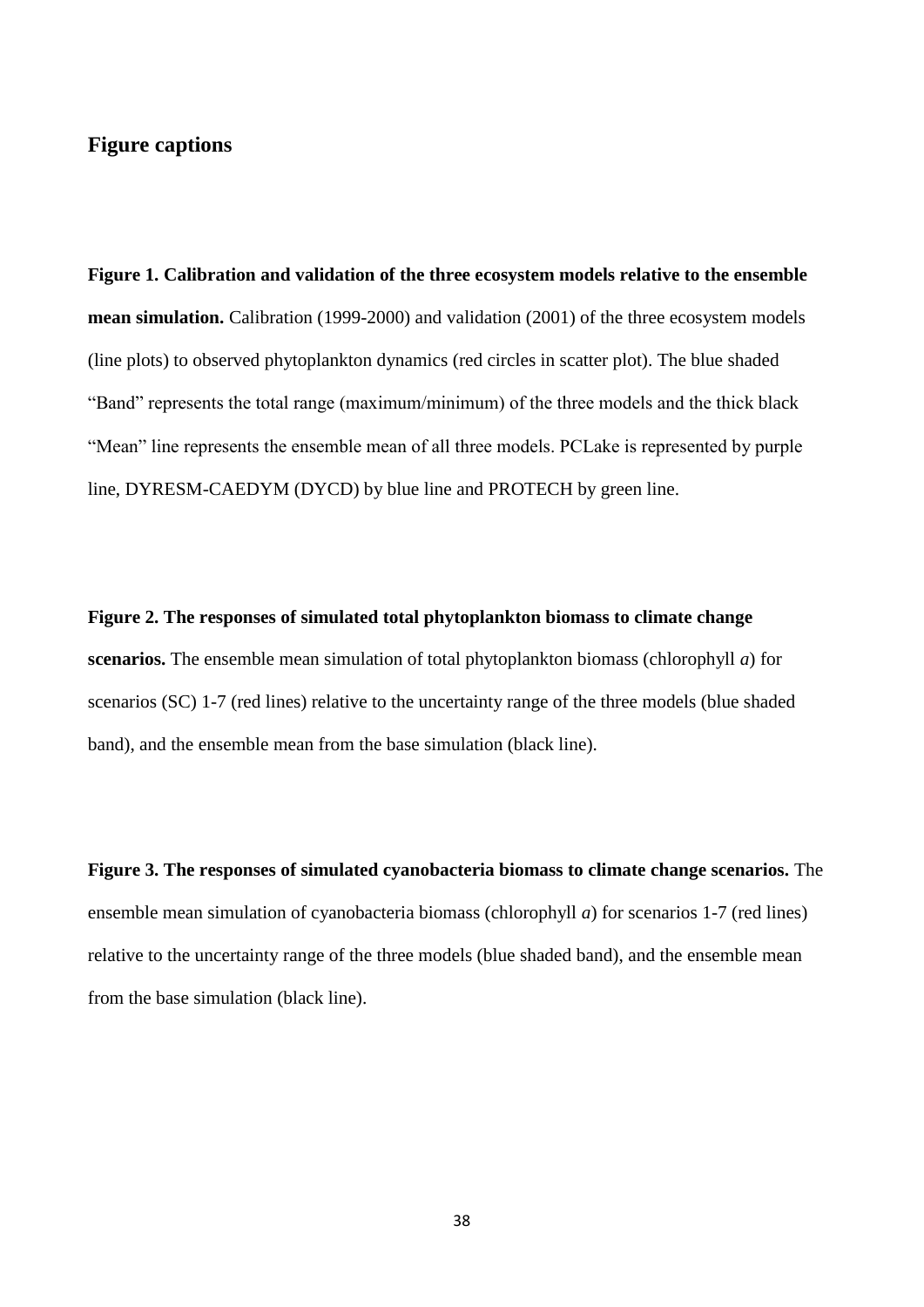## Figure captions

**Figure 1. Calibration and validation of the three ecosystem models relative to the ensemble mean simulation.** Calibration (1999-2000) and validation (2001) of the three ecosystem models (line plots) to observed phytoplankton dynamics (red circles in scatter plot). The blue shaded "Band" represents the total range (maximum/minimum) of the three models and the thick black "Mean" line represents the ensemble mean of all three models. PCLake is represented by purple line, DYRESM-CAEDYM (DYCD) by blue line and PROTECH by green line.

**Figure 2. The responses of simulated total phytoplankton biomass to climate change scenarios.** The ensemble mean simulation of total phytoplankton biomass (chlorophyll *a*) for scenarios (SC) 1-7 (red lines) relative to the uncertainty range of the three models (blue shaded band), and the ensemble mean from the base simulation (black line).

**Figure 3. The responses of simulated cyanobacteria biomass to climate change scenarios.** The ensemble mean simulation of cyanobacteria biomass (chlorophyll *a*) for scenarios 1-7 (red lines) relative to the uncertainty range of the three models (blue shaded band), and the ensemble mean from the base simulation (black line).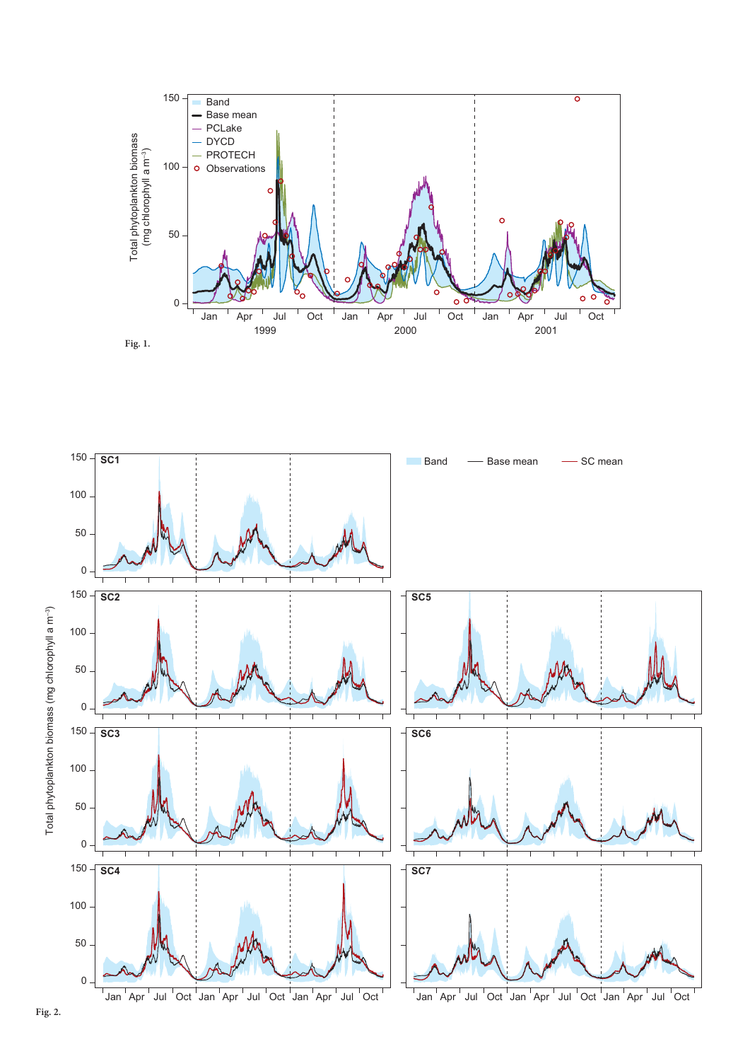Fig. 1.

Fig. 2.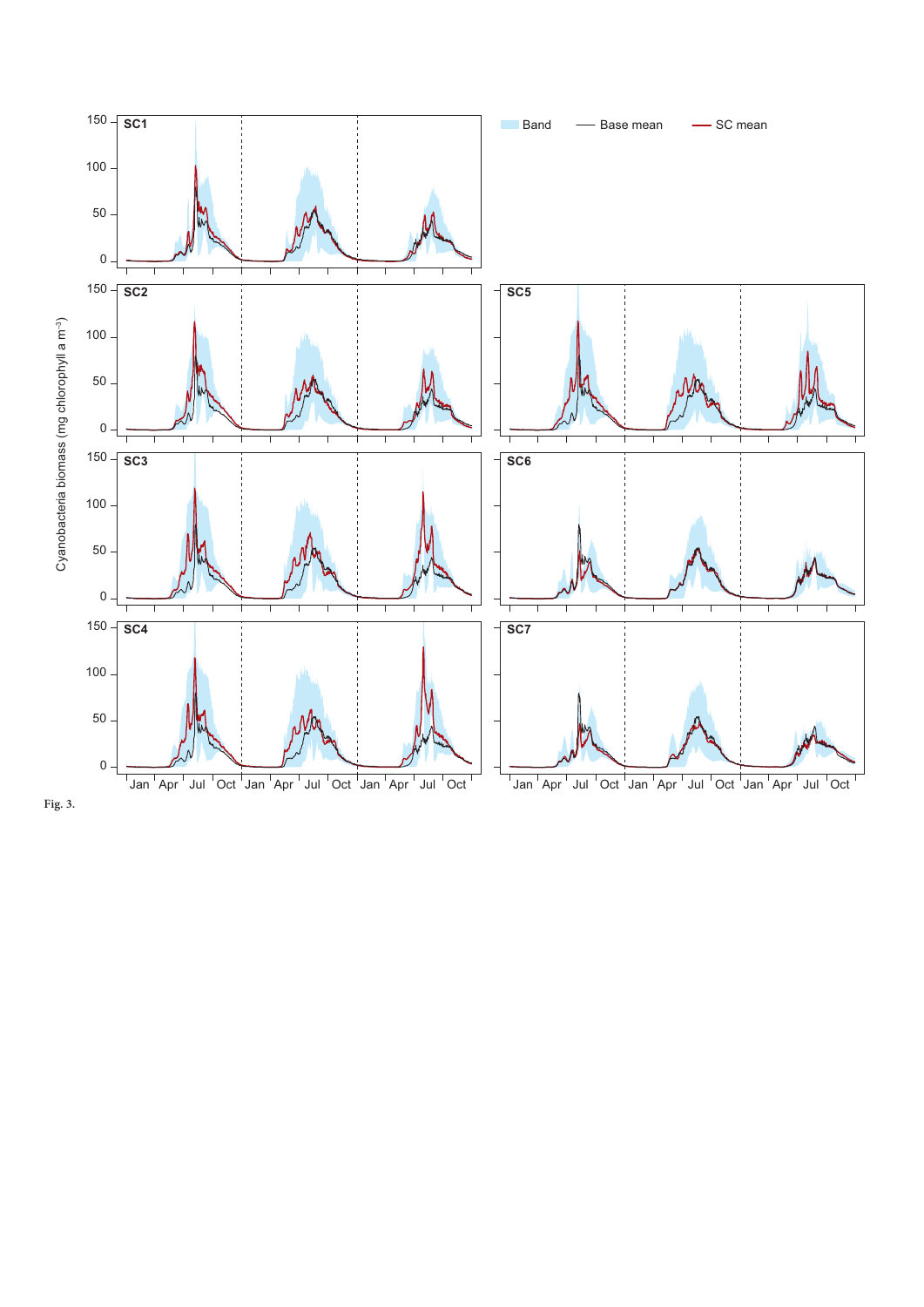Band
Base mean
SC mean

Cyanobacteria biomass (mg chlorophyll a m$^{-3}$)

SC1
SC2
SC3
SC4
SC5
SC6
SC7

150
100
50
0

Jan Apr Jul Oct Jan Apr Jul Oct Jan Apr Jul Oct

Fig. 3.